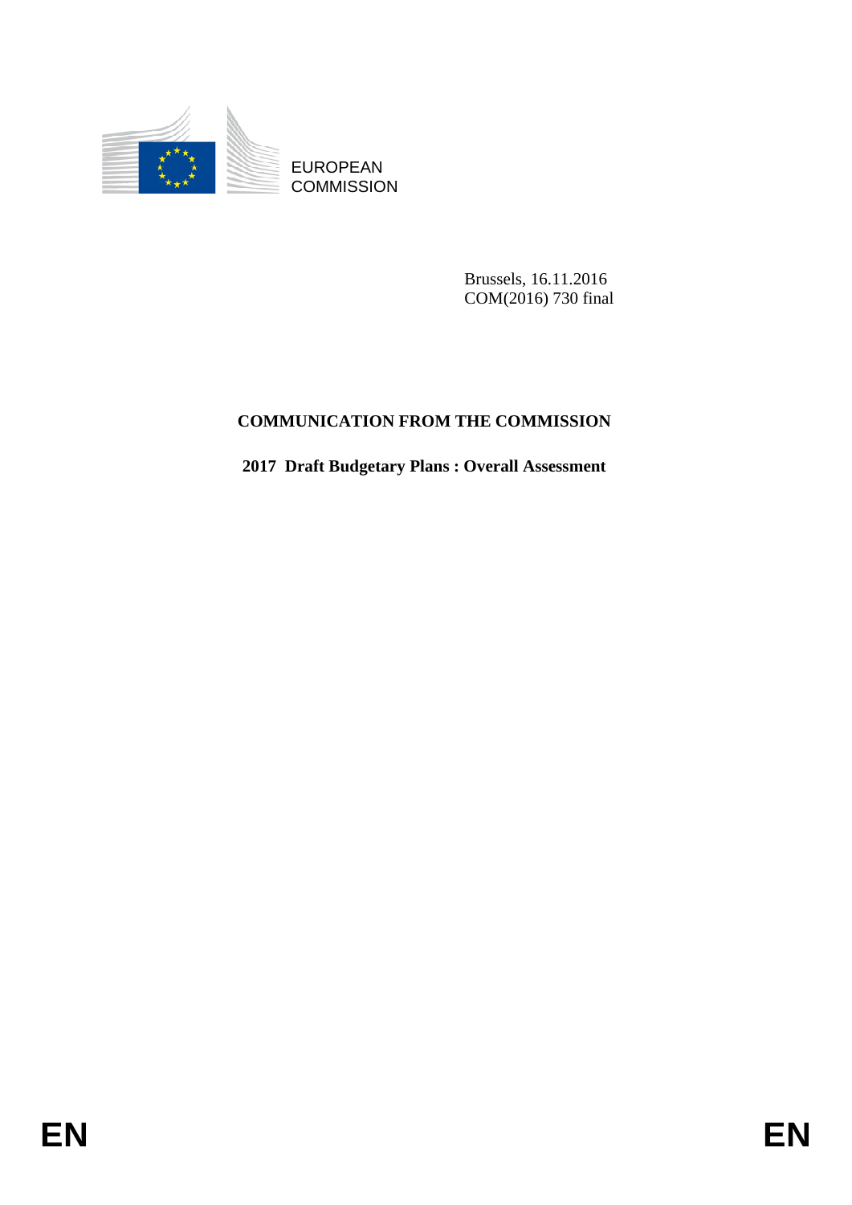EUROPEAN COMMISSION

Brussels, 16.11.2016
COM(2016) 730 final

# COMMUNICATION FROM THE COMMISSION

## 2017 Draft Budgetary Plans : Overall Assessment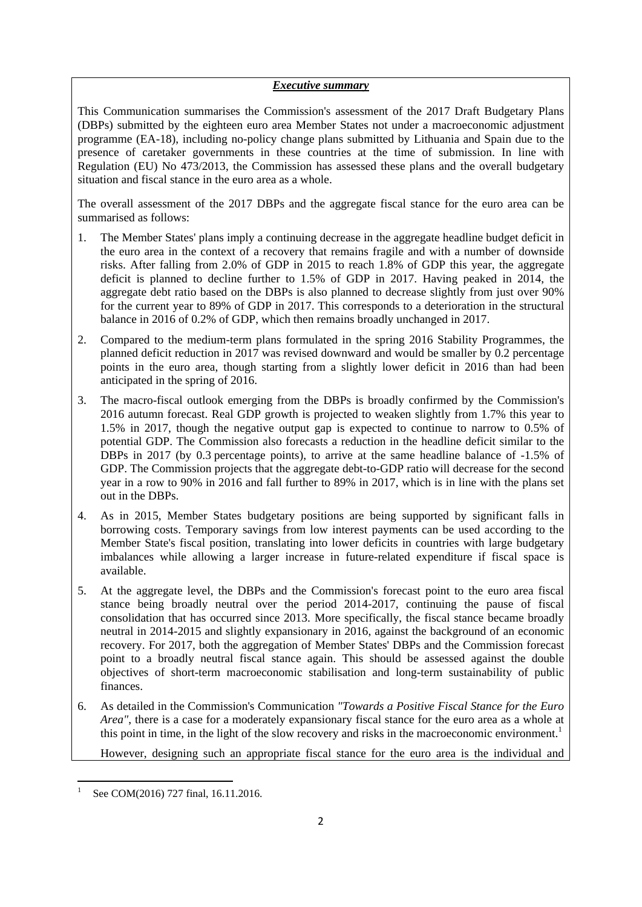## *Executive summary*

This Communication summarises the Commission's assessment of the 2017 Draft Budgetary Plans (DBPs) submitted by the eighteen euro area Member States not under a macroeconomic adjustment programme (EA-18), including no-policy change plans submitted by Lithuania and Spain due to the presence of caretaker governments in these countries at the time of submission. In line with Regulation (EU) No 473/2013, the Commission has assessed these plans and the overall budgetary situation and fiscal stance in the euro area as a whole.

The overall assessment of the 2017 DBPs and the aggregate fiscal stance for the euro area can be summarised as follows:

1. The Member States' plans imply a continuing decrease in the aggregate headline budget deficit in the euro area in the context of a recovery that remains fragile and with a number of downside risks. After falling from 2.0% of GDP in 2015 to reach 1.8% of GDP this year, the aggregate deficit is planned to decline further to 1.5% of GDP in 2017. Having peaked in 2014, the aggregate debt ratio based on the DBPs is also planned to decrease slightly from just over 90% for the current year to 89% of GDP in 2017. This corresponds to a deterioration in the structural balance in 2016 of 0.2% of GDP, which then remains broadly unchanged in 2017.

2. Compared to the medium-term plans formulated in the spring 2016 Stability Programmes, the planned deficit reduction in 2017 was revised downward and would be smaller by 0.2 percentage points in the euro area, though starting from a slightly lower deficit in 2016 than had been anticipated in the spring of 2016.

3. The macro-fiscal outlook emerging from the DBPs is broadly confirmed by the Commission's 2016 autumn forecast. Real GDP growth is projected to weaken slightly from 1.7% this year to 1.5% in 2017, though the negative output gap is expected to continue to narrow to 0.5% of potential GDP. The Commission also forecasts a reduction in the headline deficit similar to the DBPs in 2017 (by 0.3 percentage points), to arrive at the same headline balance of -1.5% of GDP. The Commission projects that the aggregate debt-to-GDP ratio will decrease for the second year in a row to 90% in 2016 and fall further to 89% in 2017, which is in line with the plans set out in the DBPs.

4. As in 2015, Member States budgetary positions are being supported by significant falls in borrowing costs. Temporary savings from low interest payments can be used according to the Member State's fiscal position, translating into lower deficits in countries with large budgetary imbalances while allowing a larger increase in future-related expenditure if fiscal space is available.

5. At the aggregate level, the DBPs and the Commission's forecast point to the euro area fiscal stance being broadly neutral over the period 2014-2017, continuing the pause of fiscal consolidation that has occurred since 2013. More specifically, the fiscal stance became broadly neutral in 2014-2015 and slightly expansionary in 2016, against the background of an economic recovery. For 2017, both the aggregation of Member States' DBPs and the Commission forecast point to a broadly neutral fiscal stance again. This should be assessed against the double objectives of short-term macroeconomic stabilisation and long-term sustainability of public finances.

6. As detailed in the Commission's Communication *"Towards a Positive Fiscal Stance for the Euro Area"*, there is a case for a moderately expansionary fiscal stance for the euro area as a whole at this point in time, in the light of the slow recovery and risks in the macroeconomic environment.[1]

   However, designing such an appropriate fiscal stance for the euro area is the individual and

[1] See COM(2016) 727 final, 16.11.2016.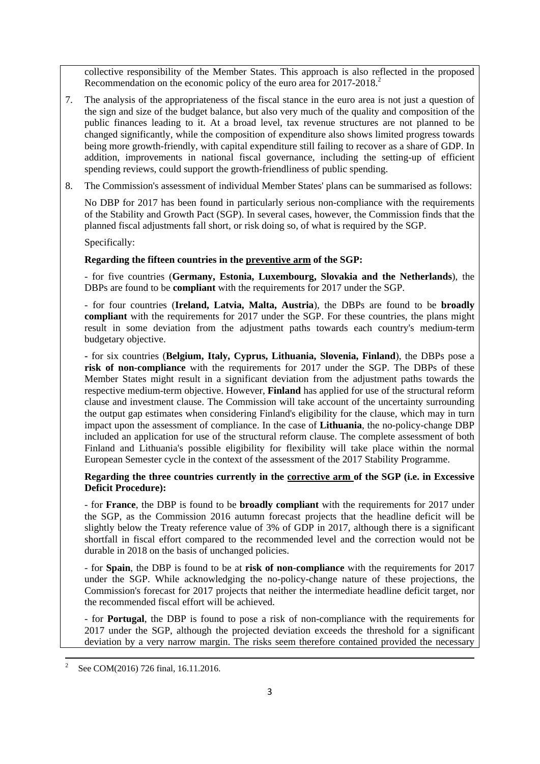collective responsibility of the Member States. This approach is also reflected in the proposed Recommendation on the economic policy of the euro area for 2017-2018.[2]

7. The analysis of the appropriateness of the fiscal stance in the euro area is not just a question of the sign and size of the budget balance, but also very much of the quality and composition of the public finances leading to it. At a broad level, tax revenue structures are not planned to be changed significantly, while the composition of expenditure also shows limited progress towards being more growth-friendly, with capital expenditure still failing to recover as a share of GDP. In addition, improvements in national fiscal governance, including the setting-up of efficient spending reviews, could support the growth-friendliness of public spending.

8. The Commission's assessment of individual Member States' plans can be summarised as follows:

   No DBP for 2017 has been found in particularly serious non-compliance with the requirements of the Stability and Growth Pact (SGP). In several cases, however, the Commission finds that the planned fiscal adjustments fall short, or risk doing so, of what is required by the SGP.

   Specifically:

   **Regarding the fifteen countries in the preventive arm of the SGP:**

   - for five countries (**Germany, Estonia, Luxembourg, Slovakia and the Netherlands**), the DBPs are found to be **compliant** with the requirements for 2017 under the SGP.

   - for four countries (**Ireland, Latvia, Malta, Austria**), the DBPs are found to be **broadly compliant** with the requirements for 2017 under the SGP. For these countries, the plans might result in some deviation from the adjustment paths towards each country's medium-term budgetary objective.

   - for six countries (**Belgium, Italy, Cyprus, Lithuania, Slovenia, Finland**), the DBPs pose a **risk of non-compliance** with the requirements for 2017 under the SGP. The DBPs of these Member States might result in a significant deviation from the adjustment paths towards the respective medium-term objective. However, **Finland** has applied for use of the structural reform clause and investment clause. The Commission will take account of the uncertainty surrounding the output gap estimates when considering Finland's eligibility for the clause, which may in turn impact upon the assessment of compliance. In the case of **Lithuania**, the no-policy-change DBP included an application for use of the structural reform clause. The complete assessment of both Finland and Lithuania's possible eligibility for flexibility will take place within the normal European Semester cycle in the context of the assessment of the 2017 Stability Programme.

   **Regarding the three countries currently in the corrective arm of the SGP (i.e. in Excessive Deficit Procedure):**

   - for **France**, the DBP is found to be **broadly compliant** with the requirements for 2017 under the SGP, as the Commission 2016 autumn forecast projects that the headline deficit will be slightly below the Treaty reference value of 3% of GDP in 2017, although there is a significant shortfall in fiscal effort compared to the recommended level and the correction would not be durable in 2018 on the basis of unchanged policies.

   - for **Spain**, the DBP is found to be at **risk of non-compliance** with the requirements for 2017 under the SGP. While acknowledging the no-policy-change nature of these projections, the Commission's forecast for 2017 projects that neither the intermediate headline deficit target, nor the recommended fiscal effort will be achieved.

   - for **Portugal**, the DBP is found to pose a risk of non-compliance with the requirements for 2017 under the SGP, although the projected deviation exceeds the threshold for a significant deviation by a very narrow margin. The risks seem therefore contained provided the necessary

[2] See COM(2016) 726 final, 16.11.2016.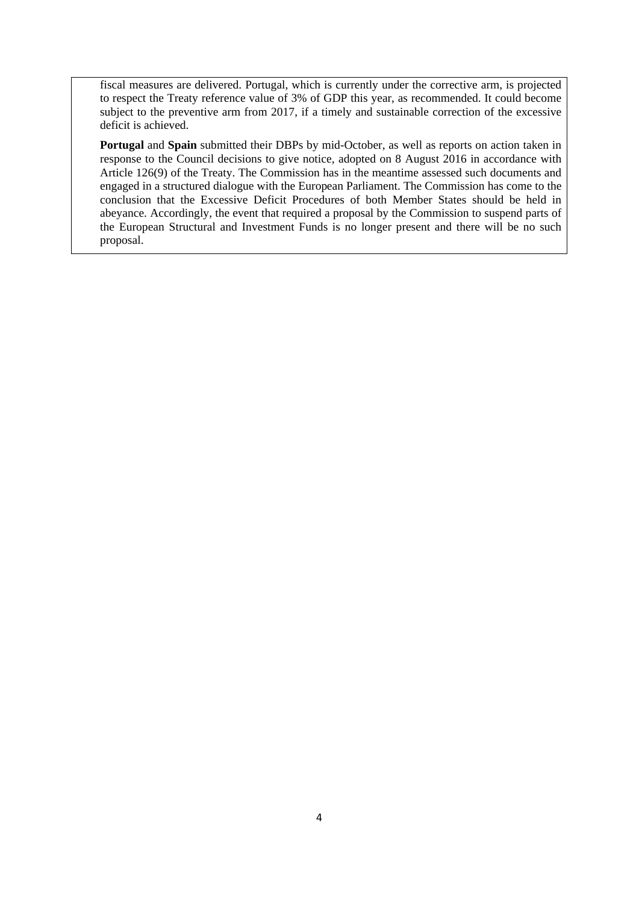fiscal measures are delivered. Portugal, which is currently under the corrective arm, is projected to respect the Treaty reference value of 3% of GDP this year, as recommended. It could become subject to the preventive arm from 2017, if a timely and sustainable correction of the excessive deficit is achieved.

**Portugal** and **Spain** submitted their DBPs by mid-October, as well as reports on action taken in response to the Council decisions to give notice, adopted on 8 August 2016 in accordance with Article 126(9) of the Treaty. The Commission has in the meantime assessed such documents and engaged in a structured dialogue with the European Parliament. The Commission has come to the conclusion that the Excessive Deficit Procedures of both Member States should be held in abeyance. Accordingly, the event that required a proposal by the Commission to suspend parts of the European Structural and Investment Funds is no longer present and there will be no such proposal.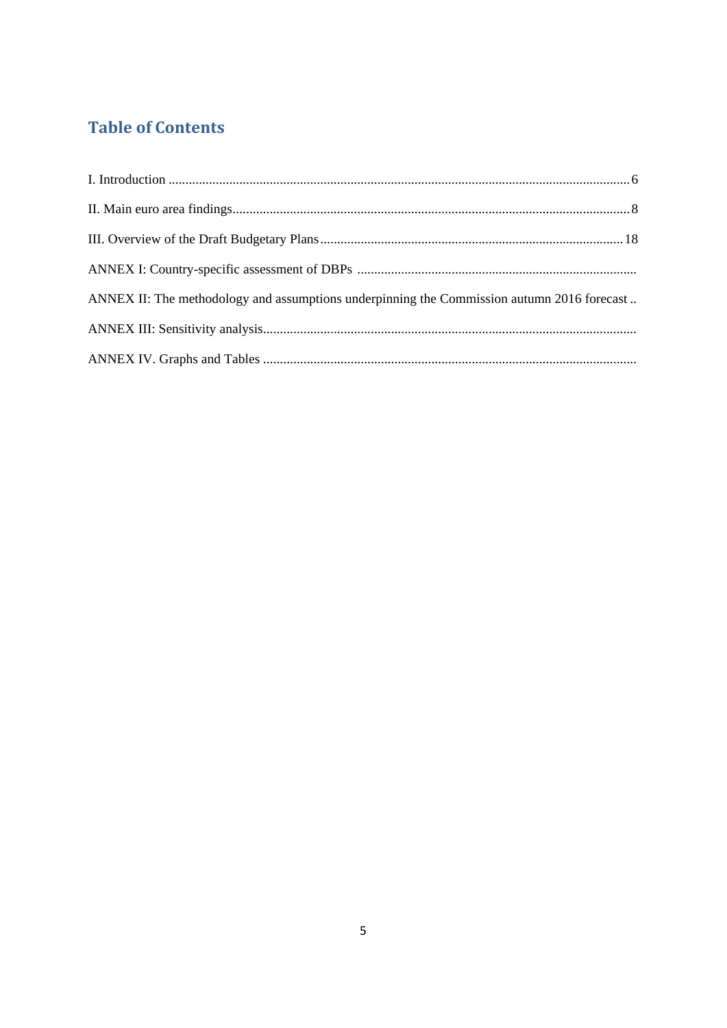## Table of Contents

I. Introduction ........................................................................................................................................ 6

II. Main euro area findings..................................................................................................................... 8

III. Overview of the Draft Budgetary Plans ......................................................................................... 18

ANNEX I: Country-specific assessment of DBPs ..................................................................................

ANNEX II: The methodology and assumptions underpinning the Commission autumn 2016 forecast ..

ANNEX III: Sensitivity analysis..............................................................................................................

ANNEX IV. Graphs and Tables ..............................................................................................................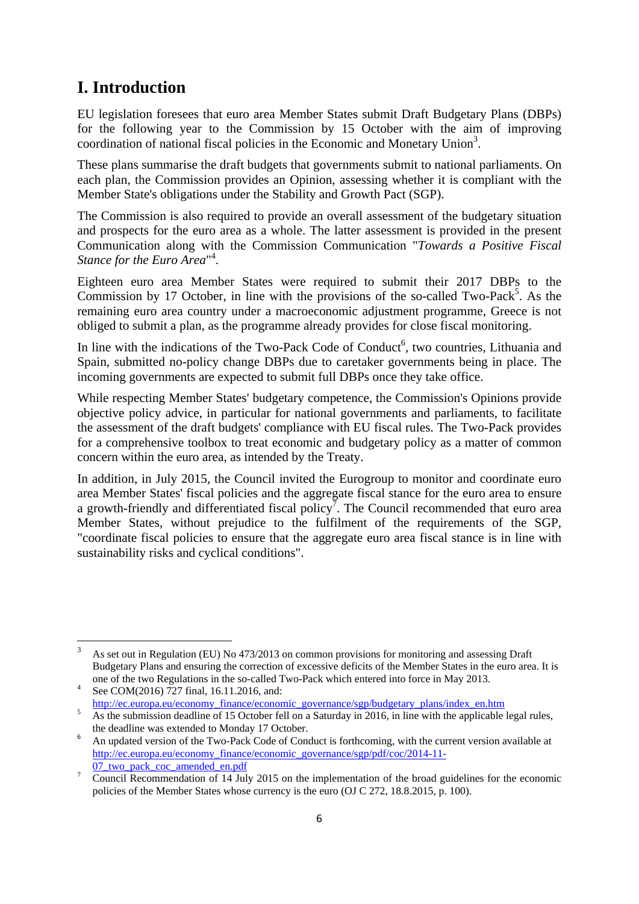# I. Introduction

EU legislation foresees that euro area Member States submit Draft Budgetary Plans (DBPs) for the following year to the Commission by 15 October with the aim of improving coordination of national fiscal policies in the Economic and Monetary Union[3].

These plans summarise the draft budgets that governments submit to national parliaments. On each plan, the Commission provides an Opinion, assessing whether it is compliant with the Member State's obligations under the Stability and Growth Pact (SGP).

The Commission is also required to provide an overall assessment of the budgetary situation and prospects for the euro area as a whole. The latter assessment is provided in the present Communication along with the Commission Communication "*Towards a Positive Fiscal Stance for the Euro Area*"[4].

Eighteen euro area Member States were required to submit their 2017 DBPs to the Commission by 17 October, in line with the provisions of the so-called Two-Pack[5]. As the remaining euro area country under a macroeconomic adjustment programme, Greece is not obliged to submit a plan, as the programme already provides for close fiscal monitoring.

In line with the indications of the Two-Pack Code of Conduct[6], two countries, Lithuania and Spain, submitted no-policy change DBPs due to caretaker governments being in place. The incoming governments are expected to submit full DBPs once they take office.

While respecting Member States' budgetary competence, the Commission's Opinions provide objective policy advice, in particular for national governments and parliaments, to facilitate the assessment of the draft budgets' compliance with EU fiscal rules. The Two-Pack provides for a comprehensive toolbox to treat economic and budgetary policy as a matter of common concern within the euro area, as intended by the Treaty.

In addition, in July 2015, the Council invited the Eurogroup to monitor and coordinate euro area Member States' fiscal policies and the aggregate fiscal stance for the euro area to ensure a growth-friendly and differentiated fiscal policy[7]. The Council recommended that euro area Member States, without prejudice to the fulfilment of the requirements of the SGP, "coordinate fiscal policies to ensure that the aggregate euro area fiscal stance is in line with sustainability risks and cyclical conditions".

---

[3] As set out in Regulation (EU) No 473/2013 on common provisions for monitoring and assessing Draft Budgetary Plans and ensuring the correction of excessive deficits of the Member States in the euro area. It is one of the two Regulations in the so-called Two-Pack which entered into force in May 2013.

[4] See COM(2016) 727 final, 16.11.2016, and: http://ec.europa.eu/economy_finance/economic_governance/sgp/budgetary_plans/index_en.htm

[5] As the submission deadline of 15 October fell on a Saturday in 2016, in line with the applicable legal rules, the deadline was extended to Monday 17 October.

[6] An updated version of the Two-Pack Code of Conduct is forthcoming, with the current version available at http://ec.europa.eu/economy_finance/economic_governance/sgp/pdf/coc/2014-11-07_two_pack_coc_amended_en.pdf

[7] Council Recommendation of 14 July 2015 on the implementation of the broad guidelines for the economic policies of the Member States whose currency is the euro (OJ C 272, 18.8.2015, p. 100).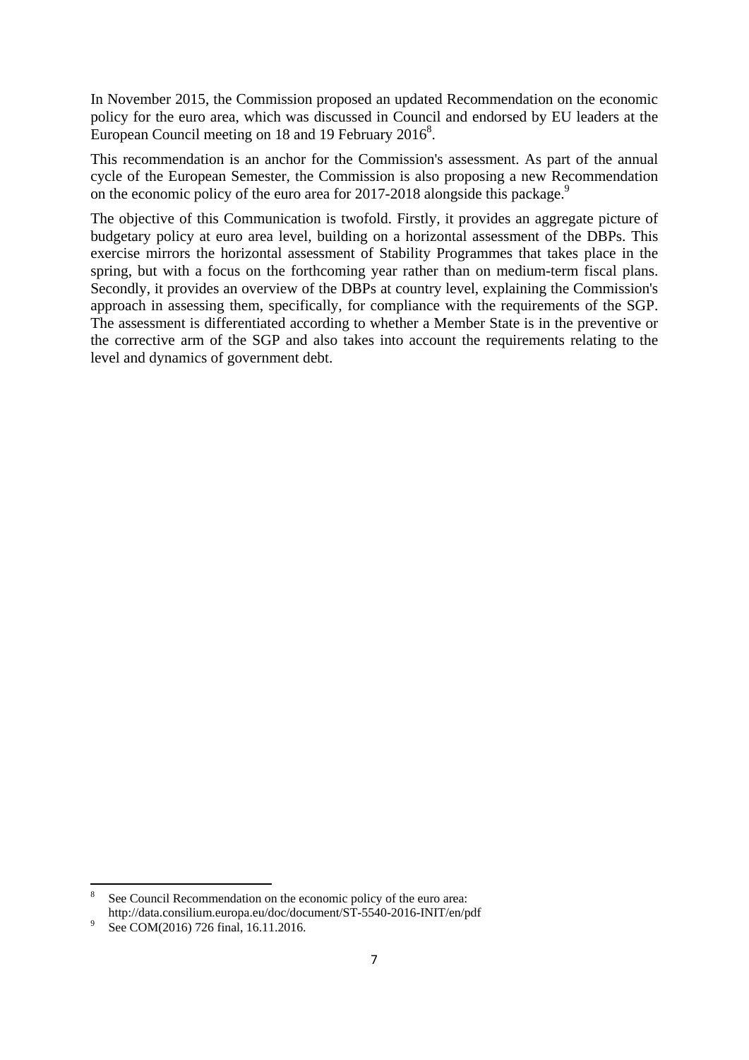In November 2015, the Commission proposed an updated Recommendation on the economic policy for the euro area, which was discussed in Council and endorsed by EU leaders at the European Council meeting on 18 and 19 February 2016[8].

This recommendation is an anchor for the Commission's assessment. As part of the annual cycle of the European Semester, the Commission is also proposing a new Recommendation on the economic policy of the euro area for 2017-2018 alongside this package.[9]

The objective of this Communication is twofold. Firstly, it provides an aggregate picture of budgetary policy at euro area level, building on a horizontal assessment of the DBPs. This exercise mirrors the horizontal assessment of Stability Programmes that takes place in the spring, but with a focus on the forthcoming year rather than on medium-term fiscal plans. Secondly, it provides an overview of the DBPs at country level, explaining the Commission's approach in assessing them, specifically, for compliance with the requirements of the SGP. The assessment is differentiated according to whether a Member State is in the preventive or the corrective arm of the SGP and also takes into account the requirements relating to the level and dynamics of government debt.

---

[8] See Council Recommendation on the economic policy of the euro area: http://data.consilium.europa.eu/doc/document/ST-5540-2016-INIT/en/pdf

[9] See COM(2016) 726 final, 16.11.2016.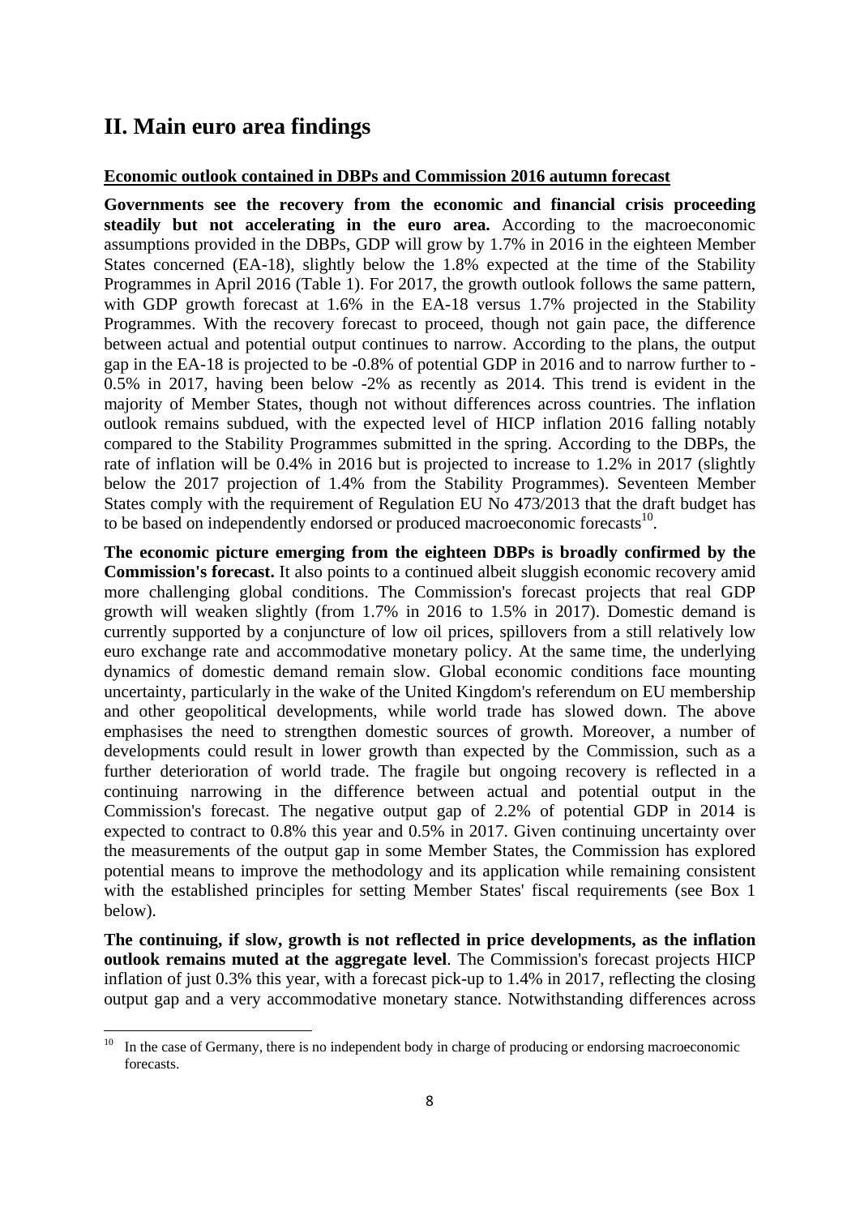## II. Main euro area findings

**Economic outlook contained in DBPs and Commission 2016 autumn forecast**

**Governments see the recovery from the economic and financial crisis proceeding steadily but not accelerating in the euro area.** According to the macroeconomic assumptions provided in the DBPs, GDP will grow by 1.7% in 2016 in the eighteen Member States concerned (EA-18), slightly below the 1.8% expected at the time of the Stability Programmes in April 2016 (Table 1). For 2017, the growth outlook follows the same pattern, with GDP growth forecast at 1.6% in the EA-18 versus 1.7% projected in the Stability Programmes. With the recovery forecast to proceed, though not gain pace, the difference between actual and potential output continues to narrow. According to the plans, the output gap in the EA-18 is projected to be -0.8% of potential GDP in 2016 and to narrow further to -0.5% in 2017, having been below -2% as recently as 2014. This trend is evident in the majority of Member States, though not without differences across countries. The inflation outlook remains subdued, with the expected level of HICP inflation 2016 falling notably compared to the Stability Programmes submitted in the spring. According to the DBPs, the rate of inflation will be 0.4% in 2016 but is projected to increase to 1.2% in 2017 (slightly below the 2017 projection of 1.4% from the Stability Programmes). Seventeen Member States comply with the requirement of Regulation EU No 473/2013 that the draft budget has to be based on independently endorsed or produced macroeconomic forecasts[10].

**The economic picture emerging from the eighteen DBPs is broadly confirmed by the Commission's forecast.** It also points to a continued albeit sluggish economic recovery amid more challenging global conditions. The Commission's forecast projects that real GDP growth will weaken slightly (from 1.7% in 2016 to 1.5% in 2017). Domestic demand is currently supported by a conjuncture of low oil prices, spillovers from a still relatively low euro exchange rate and accommodative monetary policy. At the same time, the underlying dynamics of domestic demand remain slow. Global economic conditions face mounting uncertainty, particularly in the wake of the United Kingdom's referendum on EU membership and other geopolitical developments, while world trade has slowed down. The above emphasises the need to strengthen domestic sources of growth. Moreover, a number of developments could result in lower growth than expected by the Commission, such as a further deterioration of world trade. The fragile but ongoing recovery is reflected in a continuing narrowing in the difference between actual and potential output in the Commission's forecast. The negative output gap of 2.2% of potential GDP in 2014 is expected to contract to 0.8% this year and 0.5% in 2017. Given continuing uncertainty over the measurements of the output gap in some Member States, the Commission has explored potential means to improve the methodology and its application while remaining consistent with the established principles for setting Member States' fiscal requirements (see Box 1 below).

**The continuing, if slow, growth is not reflected in price developments, as the inflation outlook remains muted at the aggregate level**. The Commission's forecast projects HICP inflation of just 0.3% this year, with a forecast pick-up to 1.4% in 2017, reflecting the closing output gap and a very accommodative monetary stance. Notwithstanding differences across

[10] In the case of Germany, there is no independent body in charge of producing or endorsing macroeconomic forecasts.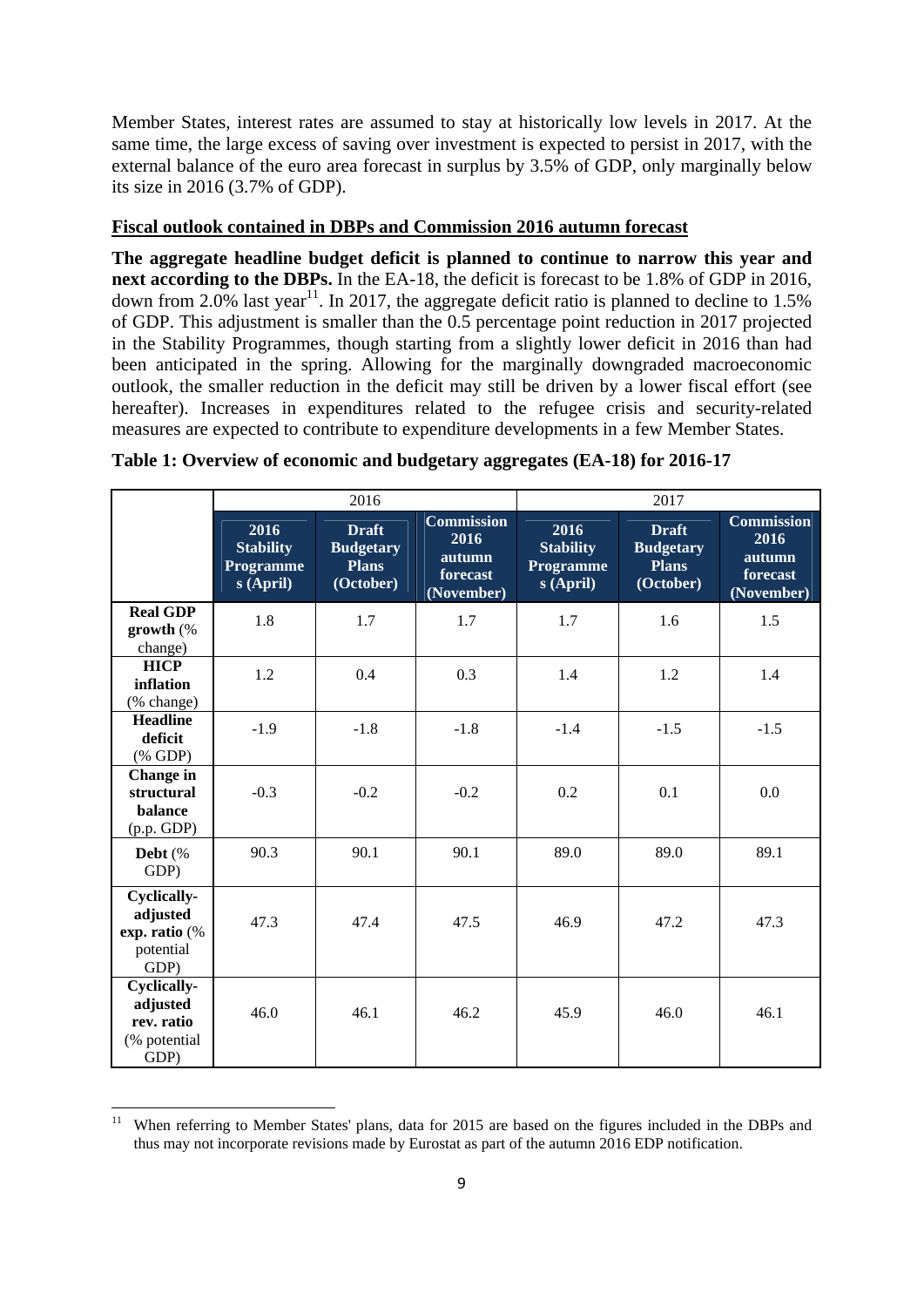Member States, interest rates are assumed to stay at historically low levels in 2017. At the same time, the large excess of saving over investment is expected to persist in 2017, with the external balance of the euro area forecast in surplus by 3.5% of GDP, only marginally below its size in 2016 (3.7% of GDP).

**Fiscal outlook contained in DBPs and Commission 2016 autumn forecast**

**The aggregate headline budget deficit is planned to continue to narrow this year and next according to the DBPs.** In the EA-18, the deficit is forecast to be 1.8% of GDP in 2016, down from 2.0% last year[11]. In 2017, the aggregate deficit ratio is planned to decline to 1.5% of GDP. This adjustment is smaller than the 0.5 percentage point reduction in 2017 projected in the Stability Programmes, though starting from a slightly lower deficit in 2016 than had been anticipated in the spring. Allowing for the marginally downgraded macroeconomic outlook, the smaller reduction in the deficit may still be driven by a lower fiscal effort (see hereafter). Increases in expenditures related to the refugee crisis and security-related measures are expected to contribute to expenditure developments in a few Member States.

**Table 1: Overview of economic and budgetary aggregates (EA-18) for 2016-17**

| | 2016 | | | 2017 | | |
|---|---|---|---|---|---|---|
| | **2016 Stability Programmes (April)** | **Draft Budgetary Plans (October)** | **Commission 2016 autumn forecast (November)** | **2016 Stability Programmes (April)** | **Draft Budgetary Plans (October)** | **Commission 2016 autumn forecast (November)** |
| **Real GDP growth** (% change) | 1.8 | 1.7 | 1.7 | 1.7 | 1.6 | 1.5 |
| **HICP inflation** (% change) | 1.2 | 0.4 | 0.3 | 1.4 | 1.2 | 1.4 |
| **Headline deficit** (% GDP) | -1.9 | -1.8 | -1.8 | -1.4 | -1.5 | -1.5 |
| **Change in structural balance** (p.p. GDP) | -0.3 | -0.2 | -0.2 | 0.2 | 0.1 | 0.0 |
| **Debt** (% GDP) | 90.3 | 90.1 | 90.1 | 89.0 | 89.0 | 89.1 |
| **Cyclically-adjusted exp. ratio** (% potential GDP) | 47.3 | 47.4 | 47.5 | 46.9 | 47.2 | 47.3 |
| **Cyclically-adjusted rev. ratio** (% potential GDP) | 46.0 | 46.1 | 46.2 | 45.9 | 46.0 | 46.1 |

[11] When referring to Member States' plans, data for 2015 are based on the figures included in the DBPs and thus may not incorporate revisions made by Eurostat as part of the autumn 2016 EDP notification.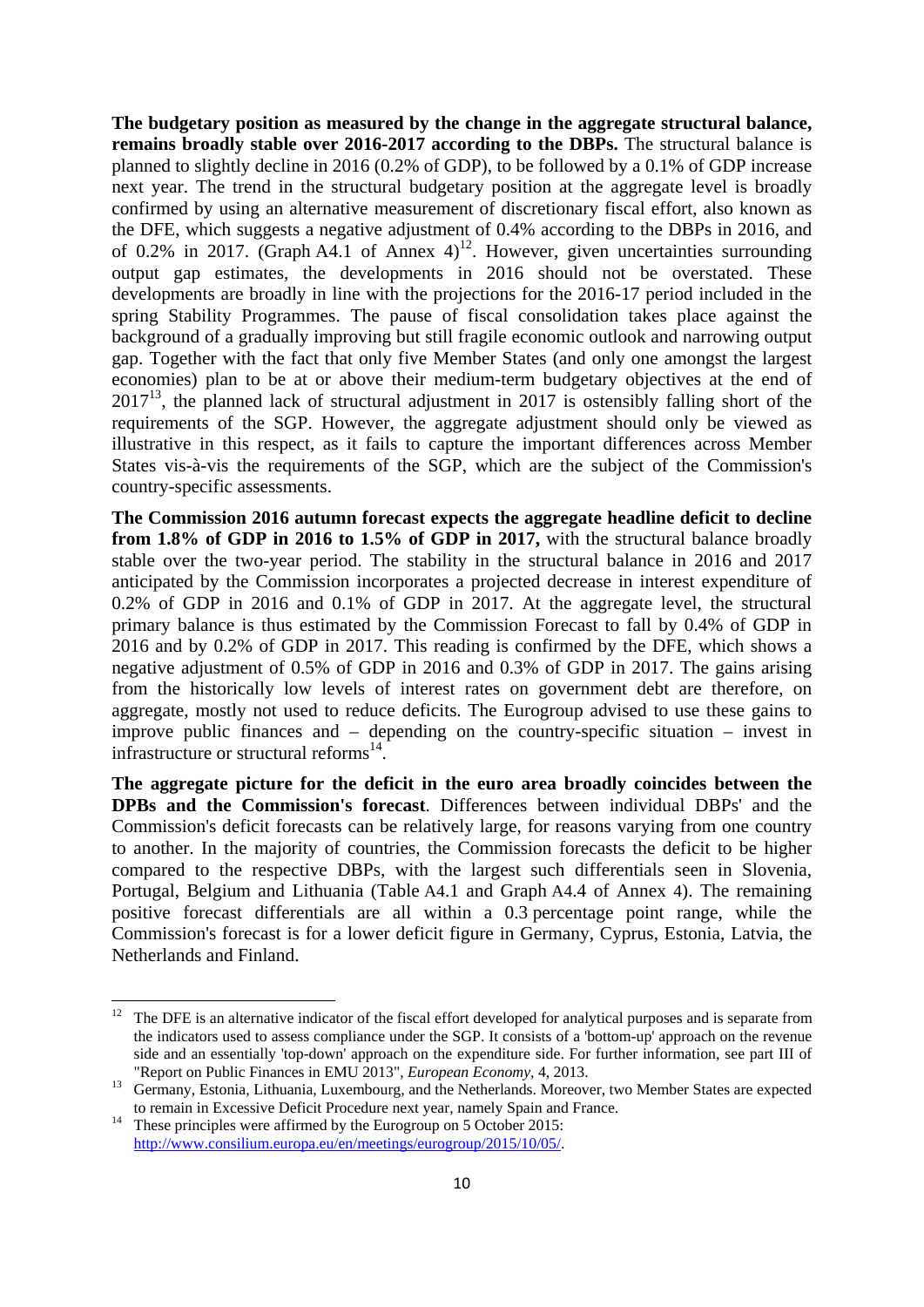**The budgetary position as measured by the change in the aggregate structural balance, remains broadly stable over 2016-2017 according to the DBPs.** The structural balance is planned to slightly decline in 2016 (0.2% of GDP), to be followed by a 0.1% of GDP increase next year. The trend in the structural budgetary position at the aggregate level is broadly confirmed by using an alternative measurement of discretionary fiscal effort, also known as the DFE, which suggests a negative adjustment of 0.4% according to the DBPs in 2016, and of 0.2% in 2017. (Graph A4.1 of Annex 4)[12]. However, given uncertainties surrounding output gap estimates, the developments in 2016 should not be overstated. These developments are broadly in line with the projections for the 2016-17 period included in the spring Stability Programmes. The pause of fiscal consolidation takes place against the background of a gradually improving but still fragile economic outlook and narrowing output gap. Together with the fact that only five Member States (and only one amongst the largest economies) plan to be at or above their medium-term budgetary objectives at the end of 2017[13], the planned lack of structural adjustment in 2017 is ostensibly falling short of the requirements of the SGP. However, the aggregate adjustment should only be viewed as illustrative in this respect, as it fails to capture the important differences across Member States vis-à-vis the requirements of the SGP, which are the subject of the Commission's country-specific assessments.

**The Commission 2016 autumn forecast expects the aggregate headline deficit to decline from 1.8% of GDP in 2016 to 1.5% of GDP in 2017,** with the structural balance broadly stable over the two-year period. The stability in the structural balance in 2016 and 2017 anticipated by the Commission incorporates a projected decrease in interest expenditure of 0.2% of GDP in 2016 and 0.1% of GDP in 2017. At the aggregate level, the structural primary balance is thus estimated by the Commission Forecast to fall by 0.4% of GDP in 2016 and by 0.2% of GDP in 2017. This reading is confirmed by the DFE, which shows a negative adjustment of 0.5% of GDP in 2016 and 0.3% of GDP in 2017. The gains arising from the historically low levels of interest rates on government debt are therefore, on aggregate, mostly not used to reduce deficits. The Eurogroup advised to use these gains to improve public finances and – depending on the country-specific situation – invest in infrastructure or structural reforms[14].

**The aggregate picture for the deficit in the euro area broadly coincides between the DPBs and the Commission's forecast**. Differences between individual DBPs' and the Commission's deficit forecasts can be relatively large, for reasons varying from one country to another. In the majority of countries, the Commission forecasts the deficit to be higher compared to the respective DBPs, with the largest such differentials seen in Slovenia, Portugal, Belgium and Lithuania (Table A4.1 and Graph A4.4 of Annex 4). The remaining positive forecast differentials are all within a 0.3 percentage point range, while the Commission's forecast is for a lower deficit figure in Germany, Cyprus, Estonia, Latvia, the Netherlands and Finland.

---

[12] The DFE is an alternative indicator of the fiscal effort developed for analytical purposes and is separate from the indicators used to assess compliance under the SGP. It consists of a 'bottom-up' approach on the revenue side and an essentially 'top-down' approach on the expenditure side. For further information, see part III of "Report on Public Finances in EMU 2013", *European Economy*, 4, 2013.

[13] Germany, Estonia, Lithuania, Luxembourg, and the Netherlands. Moreover, two Member States are expected to remain in Excessive Deficit Procedure next year, namely Spain and France.

[14] These principles were affirmed by the Eurogroup on 5 October 2015: http://www.consilium.europa.eu/en/meetings/eurogroup/2015/10/05/.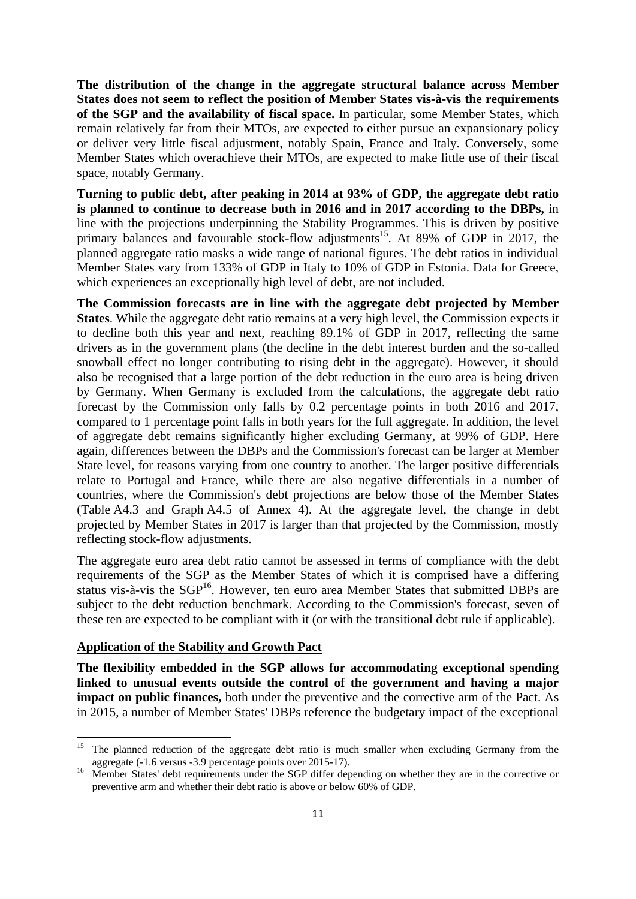**The distribution of the change in the aggregate structural balance across Member States does not seem to reflect the position of Member States vis-à-vis the requirements of the SGP and the availability of fiscal space.** In particular, some Member States, which remain relatively far from their MTOs, are expected to either pursue an expansionary policy or deliver very little fiscal adjustment, notably Spain, France and Italy. Conversely, some Member States which overachieve their MTOs, are expected to make little use of their fiscal space, notably Germany.

**Turning to public debt, after peaking in 2014 at 93% of GDP, the aggregate debt ratio is planned to continue to decrease both in 2016 and in 2017 according to the DBPs,** in line with the projections underpinning the Stability Programmes. This is driven by positive primary balances and favourable stock-flow adjustments[15]. At 89% of GDP in 2017, the planned aggregate ratio masks a wide range of national figures. The debt ratios in individual Member States vary from 133% of GDP in Italy to 10% of GDP in Estonia. Data for Greece, which experiences an exceptionally high level of debt, are not included.

**The Commission forecasts are in line with the aggregate debt projected by Member States**. While the aggregate debt ratio remains at a very high level, the Commission expects it to decline both this year and next, reaching 89.1% of GDP in 2017, reflecting the same drivers as in the government plans (the decline in the debt interest burden and the so-called snowball effect no longer contributing to rising debt in the aggregate). However, it should also be recognised that a large portion of the debt reduction in the euro area is being driven by Germany. When Germany is excluded from the calculations, the aggregate debt ratio forecast by the Commission only falls by 0.2 percentage points in both 2016 and 2017, compared to 1 percentage point falls in both years for the full aggregate. In addition, the level of aggregate debt remains significantly higher excluding Germany, at 99% of GDP. Here again, differences between the DBPs and the Commission's forecast can be larger at Member State level, for reasons varying from one country to another. The larger positive differentials relate to Portugal and France, while there are also negative differentials in a number of countries, where the Commission's debt projections are below those of the Member States (Table A4.3 and Graph A4.5 of Annex 4). At the aggregate level, the change in debt projected by Member States in 2017 is larger than that projected by the Commission, mostly reflecting stock-flow adjustments.

The aggregate euro area debt ratio cannot be assessed in terms of compliance with the debt requirements of the SGP as the Member States of which it is comprised have a differing status vis-à-vis the SGP[16]. However, ten euro area Member States that submitted DBPs are subject to the debt reduction benchmark. According to the Commission's forecast, seven of these ten are expected to be compliant with it (or with the transitional debt rule if applicable).

## Application of the Stability and Growth Pact

**The flexibility embedded in the SGP allows for accommodating exceptional spending linked to unusual events outside the control of the government and having a major impact on public finances,** both under the preventive and the corrective arm of the Pact. As in 2015, a number of Member States' DBPs reference the budgetary impact of the exceptional

---

[15] The planned reduction of the aggregate debt ratio is much smaller when excluding Germany from the aggregate (-1.6 versus -3.9 percentage points over 2015-17).

[16] Member States' debt requirements under the SGP differ depending on whether they are in the corrective or preventive arm and whether their debt ratio is above or below 60% of GDP.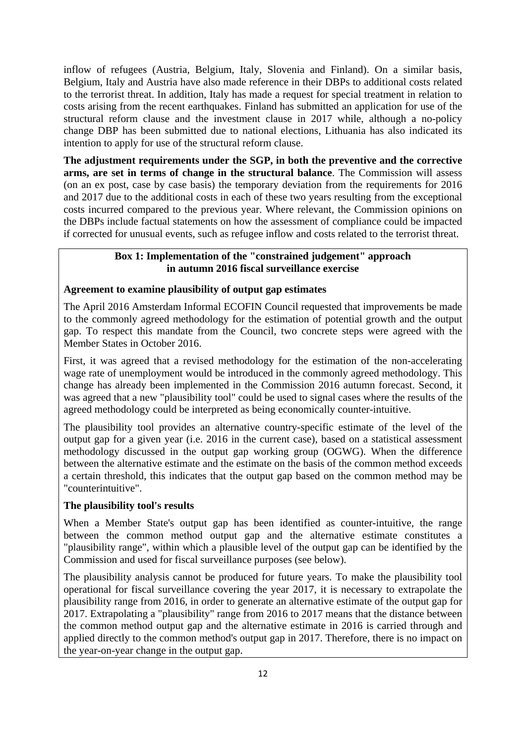inflow of refugees (Austria, Belgium, Italy, Slovenia and Finland). On a similar basis, Belgium, Italy and Austria have also made reference in their DBPs to additional costs related to the terrorist threat. In addition, Italy has made a request for special treatment in relation to costs arising from the recent earthquakes. Finland has submitted an application for use of the structural reform clause and the investment clause in 2017 while, although a no-policy change DBP has been submitted due to national elections, Lithuania has also indicated its intention to apply for use of the structural reform clause.

**The adjustment requirements under the SGP, in both the preventive and the corrective arms, are set in terms of change in the structural balance**. The Commission will assess (on an ex post, case by case basis) the temporary deviation from the requirements for 2016 and 2017 due to the additional costs in each of these two years resulting from the exceptional costs incurred compared to the previous year. Where relevant, the Commission opinions on the DBPs include factual statements on how the assessment of compliance could be impacted if corrected for unusual events, such as refugee inflow and costs related to the terrorist threat.

**Box 1: Implementation of the "constrained judgement" approach in autumn 2016 fiscal surveillance exercise**

**Agreement to examine plausibility of output gap estimates**

The April 2016 Amsterdam Informal ECOFIN Council requested that improvements be made to the commonly agreed methodology for the estimation of potential growth and the output gap. To respect this mandate from the Council, two concrete steps were agreed with the Member States in October 2016.

First, it was agreed that a revised methodology for the estimation of the non-accelerating wage rate of unemployment would be introduced in the commonly agreed methodology. This change has already been implemented in the Commission 2016 autumn forecast. Second, it was agreed that a new "plausibility tool" could be used to signal cases where the results of the agreed methodology could be interpreted as being economically counter-intuitive.

The plausibility tool provides an alternative country-specific estimate of the level of the output gap for a given year (i.e. 2016 in the current case), based on a statistical assessment methodology discussed in the output gap working group (OGWG). When the difference between the alternative estimate and the estimate on the basis of the common method exceeds a certain threshold, this indicates that the output gap based on the common method may be "counterintuitive".

**The plausibility tool's results**

When a Member State's output gap has been identified as counter-intuitive, the range between the common method output gap and the alternative estimate constitutes a "plausibility range", within which a plausible level of the output gap can be identified by the Commission and used for fiscal surveillance purposes (see below).

The plausibility analysis cannot be produced for future years. To make the plausibility tool operational for fiscal surveillance covering the year 2017, it is necessary to extrapolate the plausibility range from 2016, in order to generate an alternative estimate of the output gap for 2017. Extrapolating a "plausibility" range from 2016 to 2017 means that the distance between the common method output gap and the alternative estimate in 2016 is carried through and applied directly to the common method's output gap in 2017. Therefore, there is no impact on the year-on-year change in the output gap.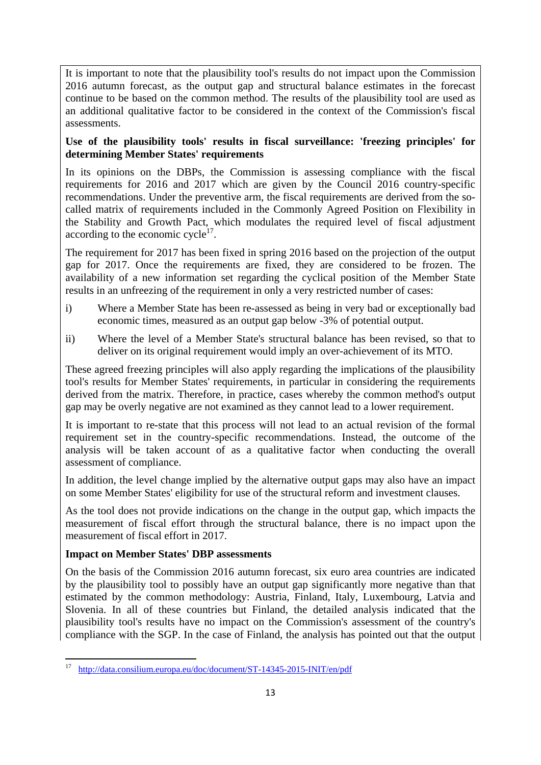It is important to note that the plausibility tool's results do not impact upon the Commission 2016 autumn forecast, as the output gap and structural balance estimates in the forecast continue to be based on the common method. The results of the plausibility tool are used as an additional qualitative factor to be considered in the context of the Commission's fiscal assessments.

**Use of the plausibility tools' results in fiscal surveillance: 'freezing principles' for determining Member States' requirements**

In its opinions on the DBPs, the Commission is assessing compliance with the fiscal requirements for 2016 and 2017 which are given by the Council 2016 country-specific recommendations. Under the preventive arm, the fiscal requirements are derived from the so-called matrix of requirements included in the Commonly Agreed Position on Flexibility in the Stability and Growth Pact, which modulates the required level of fiscal adjustment according to the economic cycle[17].

The requirement for 2017 has been fixed in spring 2016 based on the projection of the output gap for 2017. Once the requirements are fixed, they are considered to be frozen. The availability of a new information set regarding the cyclical position of the Member State results in an unfreezing of the requirement in only a very restricted number of cases:

i) Where a Member State has been re-assessed as being in very bad or exceptionally bad economic times, measured as an output gap below -3% of potential output.

ii) Where the level of a Member State's structural balance has been revised, so that to deliver on its original requirement would imply an over-achievement of its MTO.

These agreed freezing principles will also apply regarding the implications of the plausibility tool's results for Member States' requirements, in particular in considering the requirements derived from the matrix. Therefore, in practice, cases whereby the common method's output gap may be overly negative are not examined as they cannot lead to a lower requirement.

It is important to re-state that this process will not lead to an actual revision of the formal requirement set in the country-specific recommendations. Instead, the outcome of the analysis will be taken account of as a qualitative factor when conducting the overall assessment of compliance.

In addition, the level change implied by the alternative output gaps may also have an impact on some Member States' eligibility for use of the structural reform and investment clauses.

As the tool does not provide indications on the change in the output gap, which impacts the measurement of fiscal effort through the structural balance, there is no impact upon the measurement of fiscal effort in 2017.

**Impact on Member States' DBP assessments**

On the basis of the Commission 2016 autumn forecast, six euro area countries are indicated by the plausibility tool to possibly have an output gap significantly more negative than that estimated by the common methodology: Austria, Finland, Italy, Luxembourg, Latvia and Slovenia. In all of these countries but Finland, the detailed analysis indicated that the plausibility tool's results have no impact on the Commission's assessment of the country's compliance with the SGP. In the case of Finland, the analysis has pointed out that the output

---

[17] http://data.consilium.europa.eu/doc/document/ST-14345-2015-INIT/en/pdf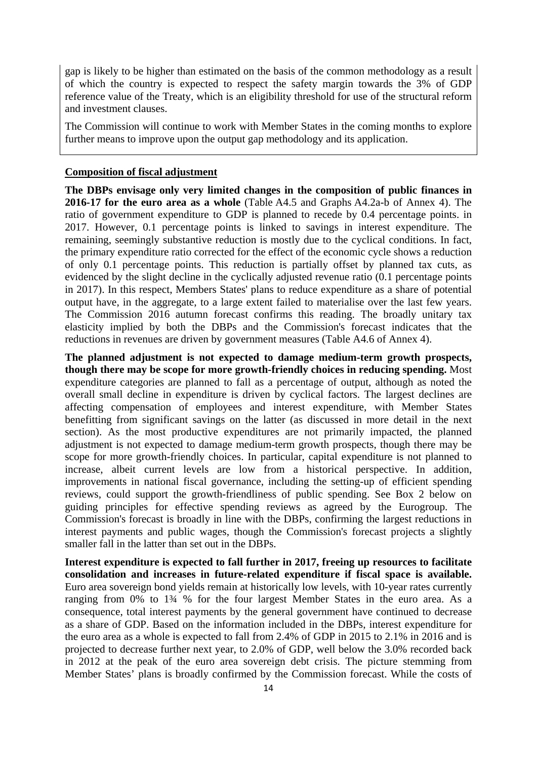gap is likely to be higher than estimated on the basis of the common methodology as a result of which the country is expected to respect the safety margin towards the 3% of GDP reference value of the Treaty, which is an eligibility threshold for use of the structural reform and investment clauses.

The Commission will continue to work with Member States in the coming months to explore further means to improve upon the output gap methodology and its application.

**Composition of fiscal adjustment**

**The DBPs envisage only very limited changes in the composition of public finances in 2016-17 for the euro area as a whole** (Table A4.5 and Graphs A4.2a-b of Annex 4). The ratio of government expenditure to GDP is planned to recede by 0.4 percentage points. in 2017. However, 0.1 percentage points is linked to savings in interest expenditure. The remaining, seemingly substantive reduction is mostly due to the cyclical conditions. In fact, the primary expenditure ratio corrected for the effect of the economic cycle shows a reduction of only 0.1 percentage points. This reduction is partially offset by planned tax cuts, as evidenced by the slight decline in the cyclically adjusted revenue ratio (0.1 percentage points in 2017). In this respect, Members States' plans to reduce expenditure as a share of potential output have, in the aggregate, to a large extent failed to materialise over the last few years. The Commission 2016 autumn forecast confirms this reading. The broadly unitary tax elasticity implied by both the DBPs and the Commission's forecast indicates that the reductions in revenues are driven by government measures (Table A4.6 of Annex 4).

**The planned adjustment is not expected to damage medium-term growth prospects, though there may be scope for more growth-friendly choices in reducing spending.** Most expenditure categories are planned to fall as a percentage of output, although as noted the overall small decline in expenditure is driven by cyclical factors. The largest declines are affecting compensation of employees and interest expenditure, with Member States benefitting from significant savings on the latter (as discussed in more detail in the next section). As the most productive expenditures are not primarily impacted, the planned adjustment is not expected to damage medium-term growth prospects, though there may be scope for more growth-friendly choices. In particular, capital expenditure is not planned to increase, albeit current levels are low from a historical perspective. In addition, improvements in national fiscal governance, including the setting-up of efficient spending reviews, could support the growth-friendliness of public spending. See Box 2 below on guiding principles for effective spending reviews as agreed by the Eurogroup. The Commission's forecast is broadly in line with the DBPs, confirming the largest reductions in interest payments and public wages, though the Commission's forecast projects a slightly smaller fall in the latter than set out in the DBPs.

**Interest expenditure is expected to fall further in 2017, freeing up resources to facilitate consolidation and increases in future-related expenditure if fiscal space is available.** Euro area sovereign bond yields remain at historically low levels, with 10-year rates currently ranging from 0% to 1¾ % for the four largest Member States in the euro area. As a consequence, total interest payments by the general government have continued to decrease as a share of GDP. Based on the information included in the DBPs, interest expenditure for the euro area as a whole is expected to fall from 2.4% of GDP in 2015 to 2.1% in 2016 and is projected to decrease further next year, to 2.0% of GDP, well below the 3.0% recorded back in 2012 at the peak of the euro area sovereign debt crisis. The picture stemming from Member States' plans is broadly confirmed by the Commission forecast. While the costs of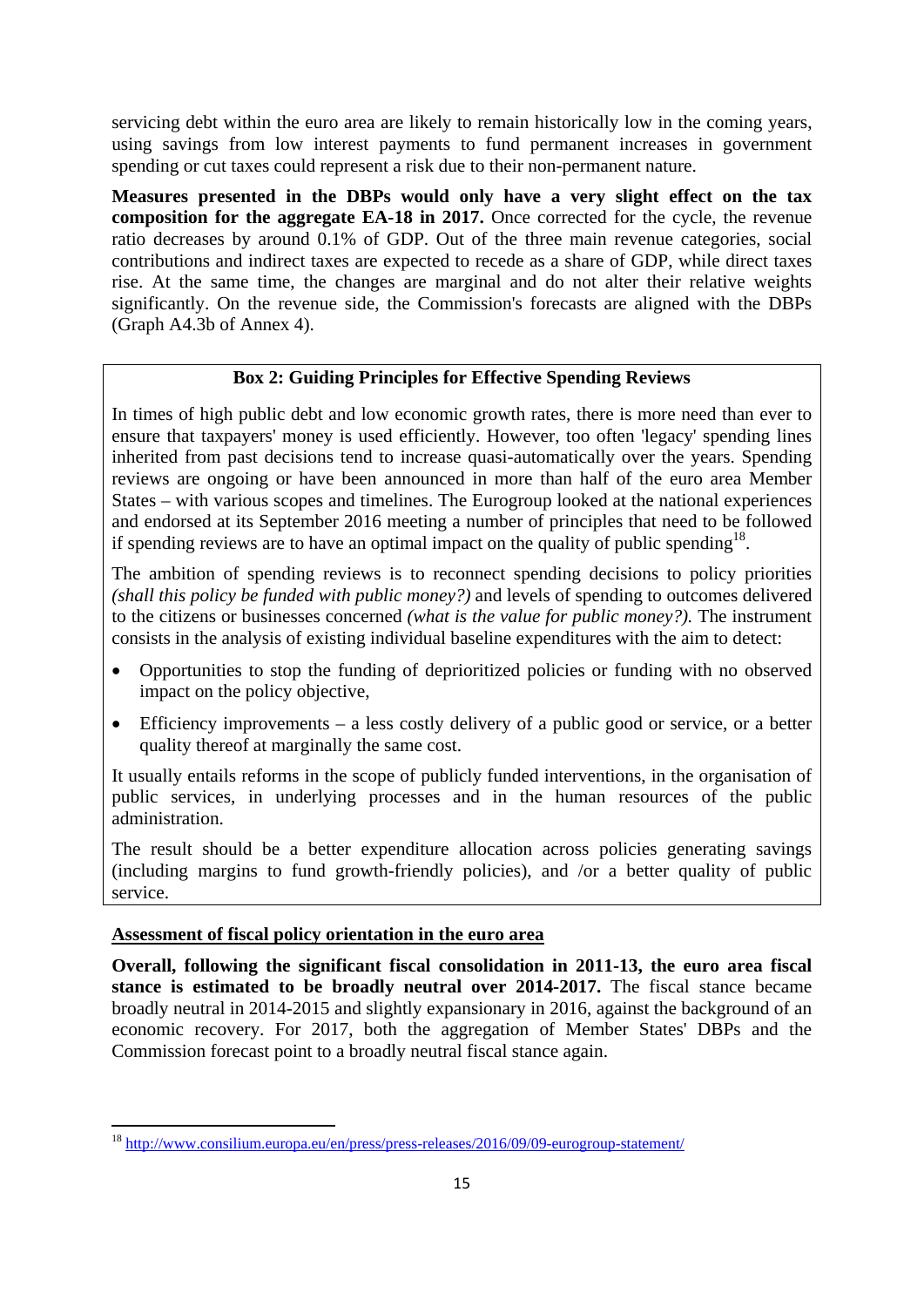servicing debt within the euro area are likely to remain historically low in the coming years, using savings from low interest payments to fund permanent increases in government spending or cut taxes could represent a risk due to their non-permanent nature.

**Measures presented in the DBPs would only have a very slight effect on the tax composition for the aggregate EA-18 in 2017.** Once corrected for the cycle, the revenue ratio decreases by around 0.1% of GDP. Out of the three main revenue categories, social contributions and indirect taxes are expected to recede as a share of GDP, while direct taxes rise. At the same time, the changes are marginal and do not alter their relative weights significantly. On the revenue side, the Commission's forecasts are aligned with the DBPs (Graph A4.3b of Annex 4).

**Box 2: Guiding Principles for Effective Spending Reviews**

In times of high public debt and low economic growth rates, there is more need than ever to ensure that taxpayers' money is used efficiently. However, too often 'legacy' spending lines inherited from past decisions tend to increase quasi-automatically over the years. Spending reviews are ongoing or have been announced in more than half of the euro area Member States – with various scopes and timelines. The Eurogroup looked at the national experiences and endorsed at its September 2016 meeting a number of principles that need to be followed if spending reviews are to have an optimal impact on the quality of public spending[18].

The ambition of spending reviews is to reconnect spending decisions to policy priorities *(shall this policy be funded with public money?)* and levels of spending to outcomes delivered to the citizens or businesses concerned *(what is the value for public money?).* The instrument consists in the analysis of existing individual baseline expenditures with the aim to detect:

- Opportunities to stop the funding of deprioritized policies or funding with no observed impact on the policy objective,
- Efficiency improvements – a less costly delivery of a public good or service, or a better quality thereof at marginally the same cost.

It usually entails reforms in the scope of publicly funded interventions, in the organisation of public services, in underlying processes and in the human resources of the public administration.

The result should be a better expenditure allocation across policies generating savings (including margins to fund growth-friendly policies), and /or a better quality of public service.

**Assessment of fiscal policy orientation in the euro area**

**Overall, following the significant fiscal consolidation in 2011-13, the euro area fiscal stance is estimated to be broadly neutral over 2014-2017.** The fiscal stance became broadly neutral in 2014-2015 and slightly expansionary in 2016, against the background of an economic recovery. For 2017, both the aggregation of Member States' DBPs and the Commission forecast point to a broadly neutral fiscal stance again.

[18] http://www.consilium.europa.eu/en/press/press-releases/2016/09/09-eurogroup-statement/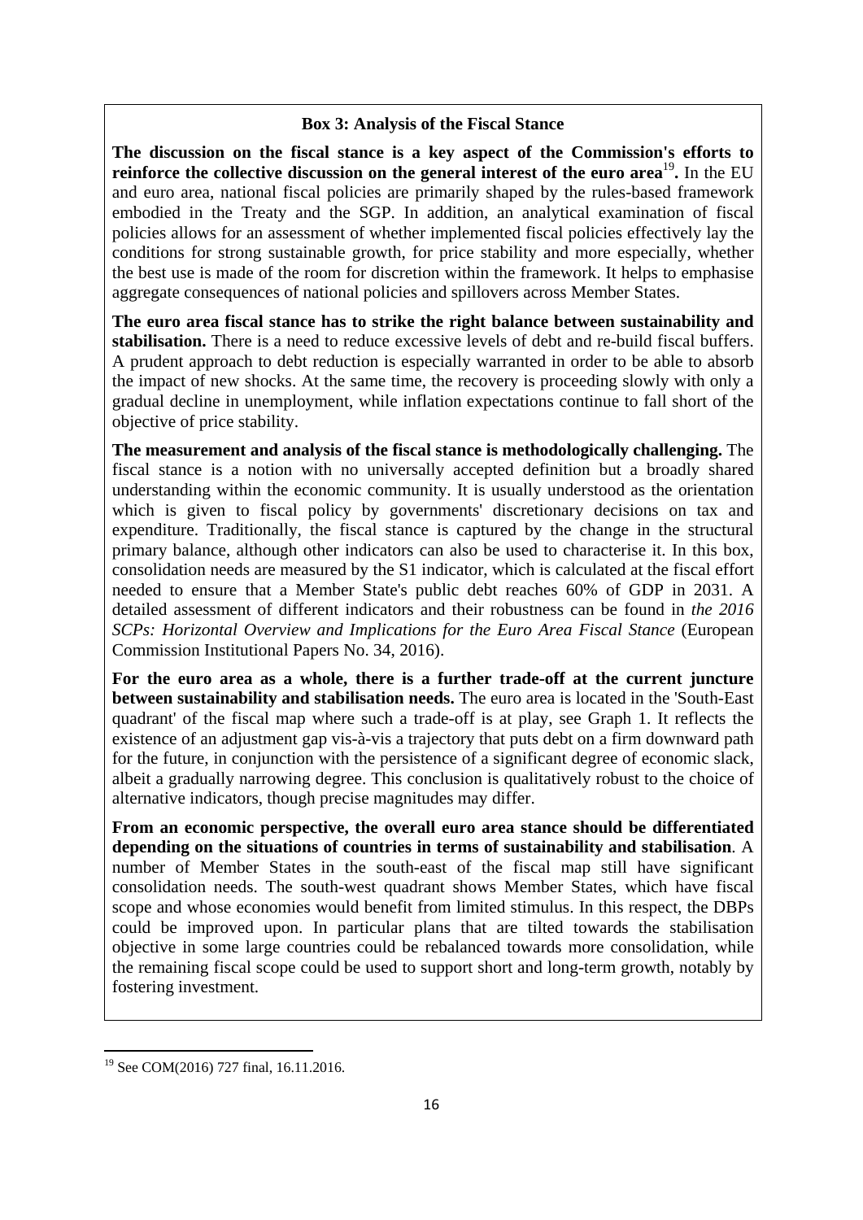**Box 3: Analysis of the Fiscal Stance**

**The discussion on the fiscal stance is a key aspect of the Commission's efforts to reinforce the collective discussion on the general interest of the euro area**[19]**.** In the EU and euro area, national fiscal policies are primarily shaped by the rules-based framework embodied in the Treaty and the SGP. In addition, an analytical examination of fiscal policies allows for an assessment of whether implemented fiscal policies effectively lay the conditions for strong sustainable growth, for price stability and more especially, whether the best use is made of the room for discretion within the framework. It helps to emphasise aggregate consequences of national policies and spillovers across Member States.

**The euro area fiscal stance has to strike the right balance between sustainability and stabilisation.** There is a need to reduce excessive levels of debt and re-build fiscal buffers. A prudent approach to debt reduction is especially warranted in order to be able to absorb the impact of new shocks. At the same time, the recovery is proceeding slowly with only a gradual decline in unemployment, while inflation expectations continue to fall short of the objective of price stability.

**The measurement and analysis of the fiscal stance is methodologically challenging.** The fiscal stance is a notion with no universally accepted definition but a broadly shared understanding within the economic community. It is usually understood as the orientation which is given to fiscal policy by governments' discretionary decisions on tax and expenditure. Traditionally, the fiscal stance is captured by the change in the structural primary balance, although other indicators can also be used to characterise it. In this box, consolidation needs are measured by the S1 indicator, which is calculated at the fiscal effort needed to ensure that a Member State's public debt reaches 60% of GDP in 2031. A detailed assessment of different indicators and their robustness can be found in *the 2016 SCPs: Horizontal Overview and Implications for the Euro Area Fiscal Stance* (European Commission Institutional Papers No. 34, 2016).

**For the euro area as a whole, there is a further trade-off at the current juncture between sustainability and stabilisation needs.** The euro area is located in the 'South-East quadrant' of the fiscal map where such a trade-off is at play, see Graph 1. It reflects the existence of an adjustment gap vis-à-vis a trajectory that puts debt on a firm downward path for the future, in conjunction with the persistence of a significant degree of economic slack, albeit a gradually narrowing degree. This conclusion is qualitatively robust to the choice of alternative indicators, though precise magnitudes may differ.

**From an economic perspective, the overall euro area stance should be differentiated depending on the situations of countries in terms of sustainability and stabilisation**. A number of Member States in the south-east of the fiscal map still have significant consolidation needs. The south-west quadrant shows Member States, which have fiscal scope and whose economies would benefit from limited stimulus. In this respect, the DBPs could be improved upon. In particular plans that are tilted towards the stabilisation objective in some large countries could be rebalanced towards more consolidation, while the remaining fiscal scope could be used to support short and long-term growth, notably by fostering investment.

---

[19] See COM(2016) 727 final, 16.11.2016.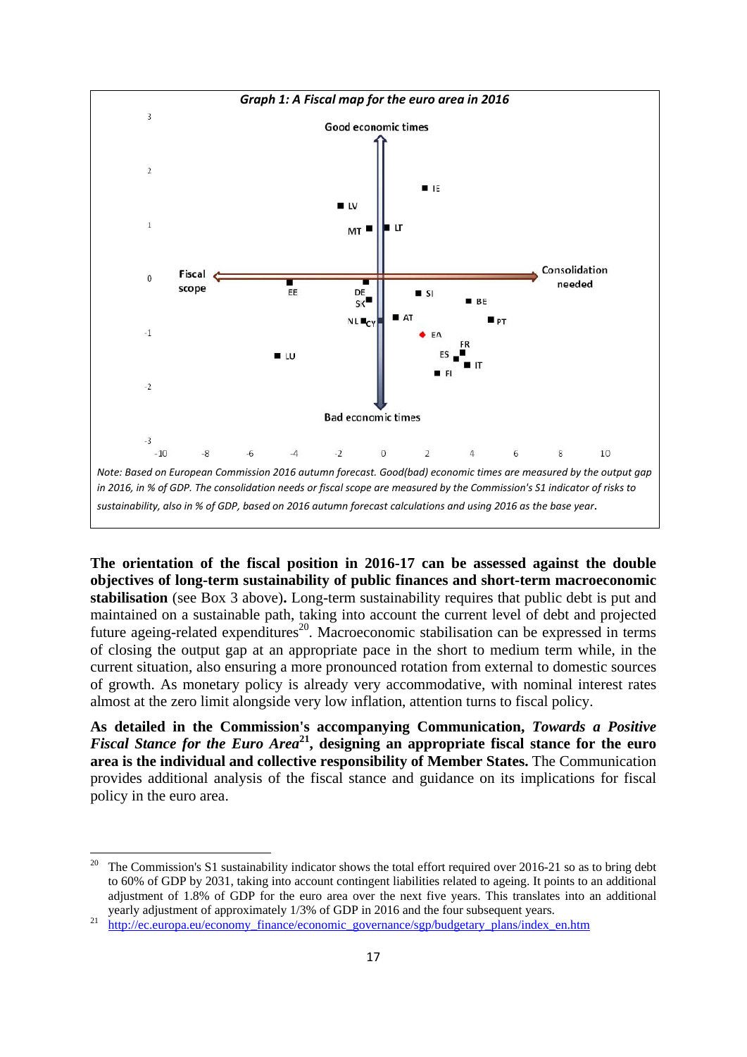**Graph 1: A Fiscal map for the euro area in 2016**

*Note: Based on European Commission 2016 autumn forecast. Good(bad) economic times are measured by the output gap in 2016, in % of GDP. The consolidation needs or fiscal scope are measured by the Commission's S1 indicator of risks to sustainability, also in % of GDP, based on 2016 autumn forecast calculations and using 2016 as the base year.*

**The orientation of the fiscal position in 2016-17 can be assessed against the double objectives of long-term sustainability of public finances and short-term macroeconomic stabilisation** (see Box 3 above)**.** Long-term sustainability requires that public debt is put and maintained on a sustainable path, taking into account the current level of debt and projected future ageing-related expenditures[20]. Macroeconomic stabilisation can be expressed in terms of closing the output gap at an appropriate pace in the short to medium term while, in the current situation, also ensuring a more pronounced rotation from external to domestic sources of growth. As monetary policy is already very accommodative, with nominal interest rates almost at the zero limit alongside very low inflation, attention turns to fiscal policy.

**As detailed in the Commission's accompanying Communication, *Towards a Positive Fiscal Stance for the Euro Area*[21], designing an appropriate fiscal stance for the euro area is the individual and collective responsibility of Member States.** The Communication provides additional analysis of the fiscal stance and guidance on its implications for fiscal policy in the euro area.

---

[20] The Commission's S1 sustainability indicator shows the total effort required over 2016-21 so as to bring debt to 60% of GDP by 2031, taking into account contingent liabilities related to ageing. It points to an additional adjustment of 1.8% of GDP for the euro area over the next five years. This translates into an additional yearly adjustment of approximately 1/3% of GDP in 2016 and the four subsequent years.

[21] http://ec.europa.eu/economy_finance/economic_governance/sgp/budgetary_plans/index_en.htm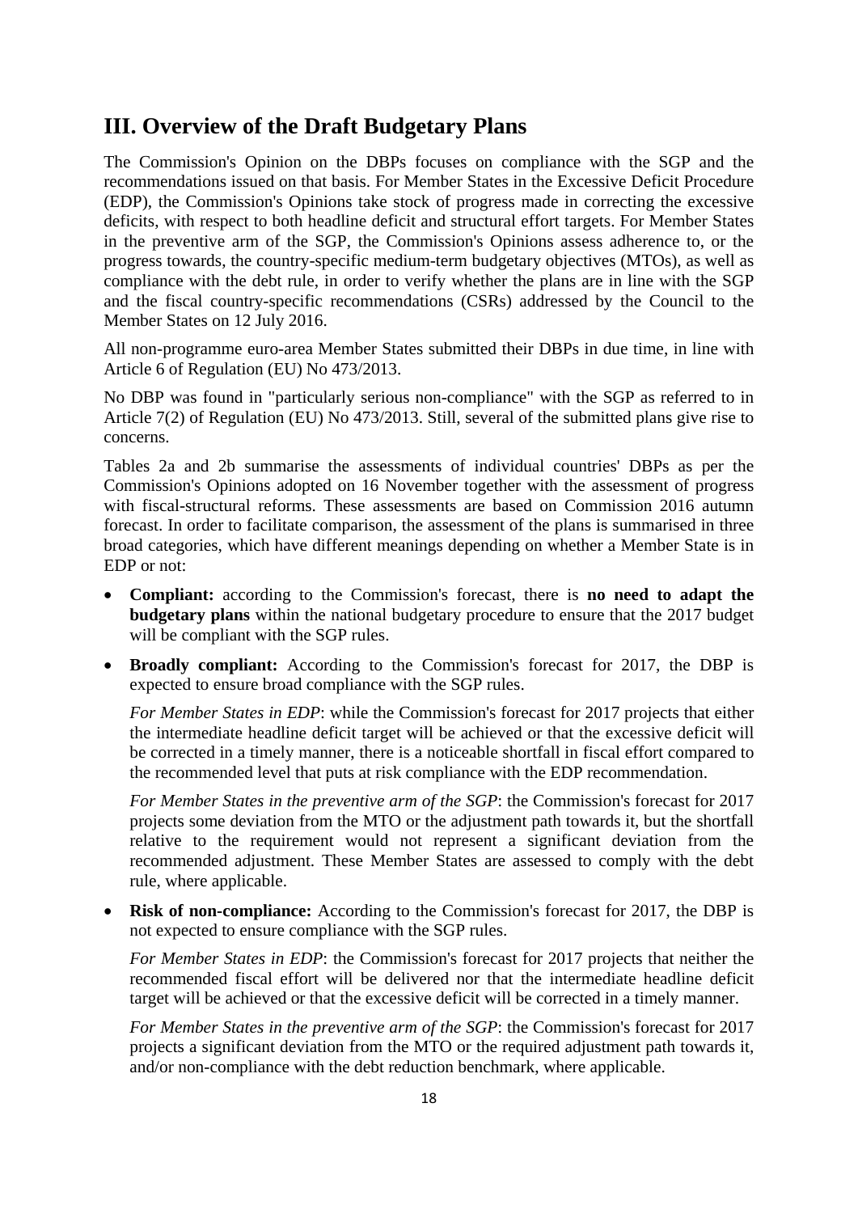## III. Overview of the Draft Budgetary Plans

The Commission's Opinion on the DBPs focuses on compliance with the SGP and the recommendations issued on that basis. For Member States in the Excessive Deficit Procedure (EDP), the Commission's Opinions take stock of progress made in correcting the excessive deficits, with respect to both headline deficit and structural effort targets. For Member States in the preventive arm of the SGP, the Commission's Opinions assess adherence to, or the progress towards, the country-specific medium-term budgetary objectives (MTOs), as well as compliance with the debt rule, in order to verify whether the plans are in line with the SGP and the fiscal country-specific recommendations (CSRs) addressed by the Council to the Member States on 12 July 2016.

All non-programme euro-area Member States submitted their DBPs in due time, in line with Article 6 of Regulation (EU) No 473/2013.

No DBP was found in "particularly serious non-compliance" with the SGP as referred to in Article 7(2) of Regulation (EU) No 473/2013. Still, several of the submitted plans give rise to concerns.

Tables 2a and 2b summarise the assessments of individual countries' DBPs as per the Commission's Opinions adopted on 16 November together with the assessment of progress with fiscal-structural reforms. These assessments are based on Commission 2016 autumn forecast. In order to facilitate comparison, the assessment of the plans is summarised in three broad categories, which have different meanings depending on whether a Member State is in EDP or not:

- **Compliant:** according to the Commission's forecast, there is **no need to adapt the budgetary plans** within the national budgetary procedure to ensure that the 2017 budget will be compliant with the SGP rules.

- **Broadly compliant:** According to the Commission's forecast for 2017, the DBP is expected to ensure broad compliance with the SGP rules.

  *For Member States in EDP*: while the Commission's forecast for 2017 projects that either the intermediate headline deficit target will be achieved or that the excessive deficit will be corrected in a timely manner, there is a noticeable shortfall in fiscal effort compared to the recommended level that puts at risk compliance with the EDP recommendation.

  *For Member States in the preventive arm of the SGP*: the Commission's forecast for 2017 projects some deviation from the MTO or the adjustment path towards it, but the shortfall relative to the requirement would not represent a significant deviation from the recommended adjustment. These Member States are assessed to comply with the debt rule, where applicable.

- **Risk of non-compliance:** According to the Commission's forecast for 2017, the DBP is not expected to ensure compliance with the SGP rules.

  *For Member States in EDP*: the Commission's forecast for 2017 projects that neither the recommended fiscal effort will be delivered nor that the intermediate headline deficit target will be achieved or that the excessive deficit will be corrected in a timely manner.

  *For Member States in the preventive arm of the SGP*: the Commission's forecast for 2017 projects a significant deviation from the MTO or the required adjustment path towards it, and/or non-compliance with the debt reduction benchmark, where applicable.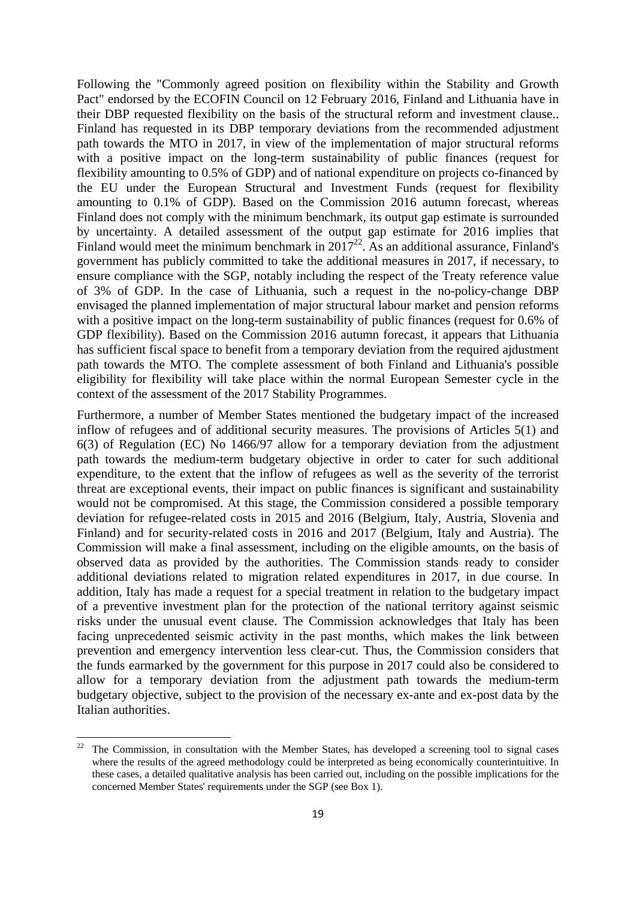Following the "Commonly agreed position on flexibility within the Stability and Growth Pact" endorsed by the ECOFIN Council on 12 February 2016, Finland and Lithuania have in their DBP requested flexibility on the basis of the structural reform and investment clause.. Finland has requested in its DBP temporary deviations from the recommended adjustment path towards the MTO in 2017, in view of the implementation of major structural reforms with a positive impact on the long-term sustainability of public finances (request for flexibility amounting to 0.5% of GDP) and of national expenditure on projects co-financed by the EU under the European Structural and Investment Funds (request for flexibility amounting to 0.1% of GDP). Based on the Commission 2016 autumn forecast, whereas Finland does not comply with the minimum benchmark, its output gap estimate is surrounded by uncertainty. A detailed assessment of the output gap estimate for 2016 implies that Finland would meet the minimum benchmark in 2017[22]. As an additional assurance, Finland's government has publicly committed to take the additional measures in 2017, if necessary, to ensure compliance with the SGP, notably including the respect of the Treaty reference value of 3% of GDP. In the case of Lithuania, such a request in the no-policy-change DBP envisaged the planned implementation of major structural labour market and pension reforms with a positive impact on the long-term sustainability of public finances (request for 0.6% of GDP flexibility). Based on the Commission 2016 autumn forecast, it appears that Lithuania has sufficient fiscal space to benefit from a temporary deviation from the required ajdustment path towards the MTO. The complete assessment of both Finland and Lithuania's possible eligibility for flexibility will take place within the normal European Semester cycle in the context of the assessment of the 2017 Stability Programmes.

Furthermore, a number of Member States mentioned the budgetary impact of the increased inflow of refugees and of additional security measures. The provisions of Articles 5(1) and 6(3) of Regulation (EC) No 1466/97 allow for a temporary deviation from the adjustment path towards the medium-term budgetary objective in order to cater for such additional expenditure, to the extent that the inflow of refugees as well as the severity of the terrorist threat are exceptional events, their impact on public finances is significant and sustainability would not be compromised. At this stage, the Commission considered a possible temporary deviation for refugee-related costs in 2015 and 2016 (Belgium, Italy, Austria, Slovenia and Finland) and for security-related costs in 2016 and 2017 (Belgium, Italy and Austria). The Commission will make a final assessment, including on the eligible amounts, on the basis of observed data as provided by the authorities. The Commission stands ready to consider additional deviations related to migration related expenditures in 2017, in due course. In addition, Italy has made a request for a special treatment in relation to the budgetary impact of a preventive investment plan for the protection of the national territory against seismic risks under the unusual event clause. The Commission acknowledges that Italy has been facing unprecedented seismic activity in the past months, which makes the link between prevention and emergency intervention less clear-cut. Thus, the Commission considers that the funds earmarked by the government for this purpose in 2017 could also be considered to allow for a temporary deviation from the adjustment path towards the medium-term budgetary objective, subject to the provision of the necessary ex-ante and ex-post data by the Italian authorities.

---

[22] The Commission, in consultation with the Member States, has developed a screening tool to signal cases where the results of the agreed methodology could be interpreted as being economically counterintuitive. In these cases, a detailed qualitative analysis has been carried out, including on the possible implications for the concerned Member States' requirements under the SGP (see Box 1).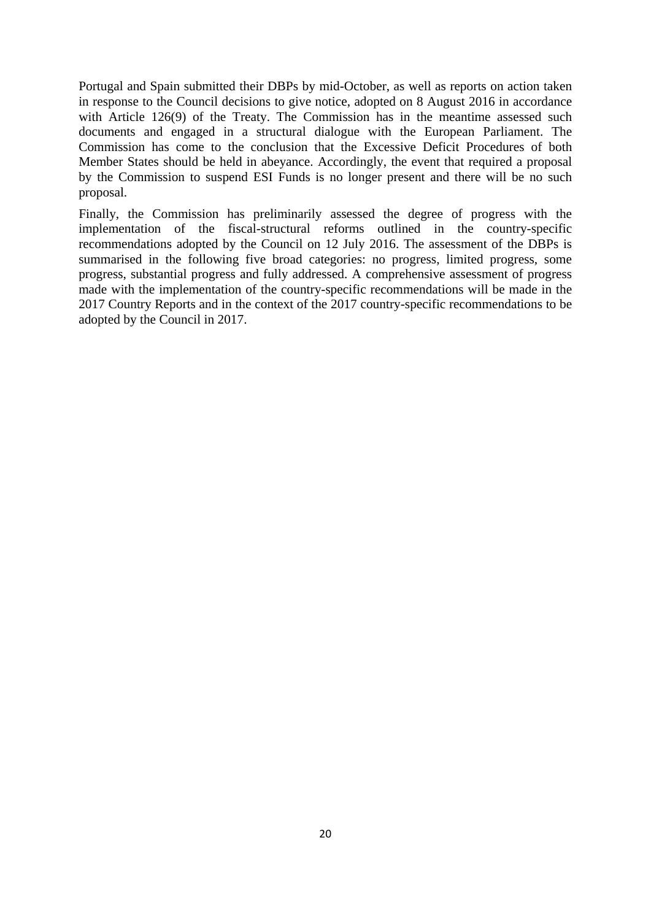Portugal and Spain submitted their DBPs by mid-October, as well as reports on action taken in response to the Council decisions to give notice, adopted on 8 August 2016 in accordance with Article 126(9) of the Treaty. The Commission has in the meantime assessed such documents and engaged in a structural dialogue with the European Parliament. The Commission has come to the conclusion that the Excessive Deficit Procedures of both Member States should be held in abeyance. Accordingly, the event that required a proposal by the Commission to suspend ESI Funds is no longer present and there will be no such proposal.

Finally, the Commission has preliminarily assessed the degree of progress with the implementation of the fiscal-structural reforms outlined in the country-specific recommendations adopted by the Council on 12 July 2016. The assessment of the DBPs is summarised in the following five broad categories: no progress, limited progress, some progress, substantial progress and fully addressed. A comprehensive assessment of progress made with the implementation of the country-specific recommendations will be made in the 2017 Country Reports and in the context of the 2017 country-specific recommendations to be adopted by the Council in 2017.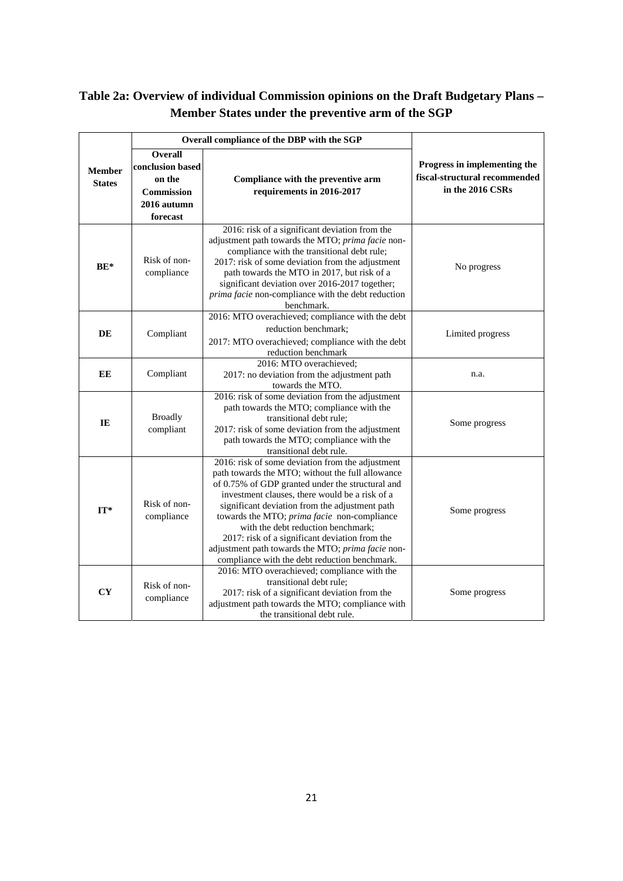## Table 2a: Overview of individual Commission opinions on the Draft Budgetary Plans – Member States under the preventive arm of the SGP

| Member States | Overall compliance of the DBP with the SGP | | Progress in implementing the fiscal-structural recommended in the 2016 CSRs |
|---|---|---|---|
| | **Overall conclusion based on the Commission 2016 autumn forecast** | **Compliance with the preventive arm requirements in 2016-2017** | |
| **BE*** | Risk of non-compliance | 2016: risk of a significant deviation from the adjustment path towards the MTO; *prima facie* non-compliance with the transitional debt rule; 2017: risk of some deviation from the adjustment path towards the MTO in 2017, but risk of a significant deviation over 2016-2017 together; *prima facie* non-compliance with the debt reduction benchmark. | No progress |
| **DE** | Compliant | 2016: MTO overachieved; compliance with the debt reduction benchmark; 2017: MTO overachieved; compliance with the debt reduction benchmark | Limited progress |
| **EE** | Compliant | 2016: MTO overachieved; 2017: no deviation from the adjustment path towards the MTO. | n.a. |
| **IE** | Broadly compliant | 2016: risk of some deviation from the adjustment path towards the MTO; compliance with the transitional debt rule; 2017: risk of some deviation from the adjustment path towards the MTO; compliance with the transitional debt rule. | Some progress |
| **IT*** | Risk of non-compliance | 2016: risk of some deviation from the adjustment path towards the MTO; without the full allowance of 0.75% of GDP granted under the structural and investment clauses, there would be a risk of a significant deviation from the adjustment path towards the MTO; *prima facie* non-compliance with the debt reduction benchmark; 2017: risk of a significant deviation from the adjustment path towards the MTO; *prima facie* non-compliance with the debt reduction benchmark. | Some progress |
| **CY** | Risk of non-compliance | 2016: MTO overachieved; compliance with the transitional debt rule; 2017: risk of a significant deviation from the adjustment path towards the MTO; compliance with the transitional debt rule. | Some progress |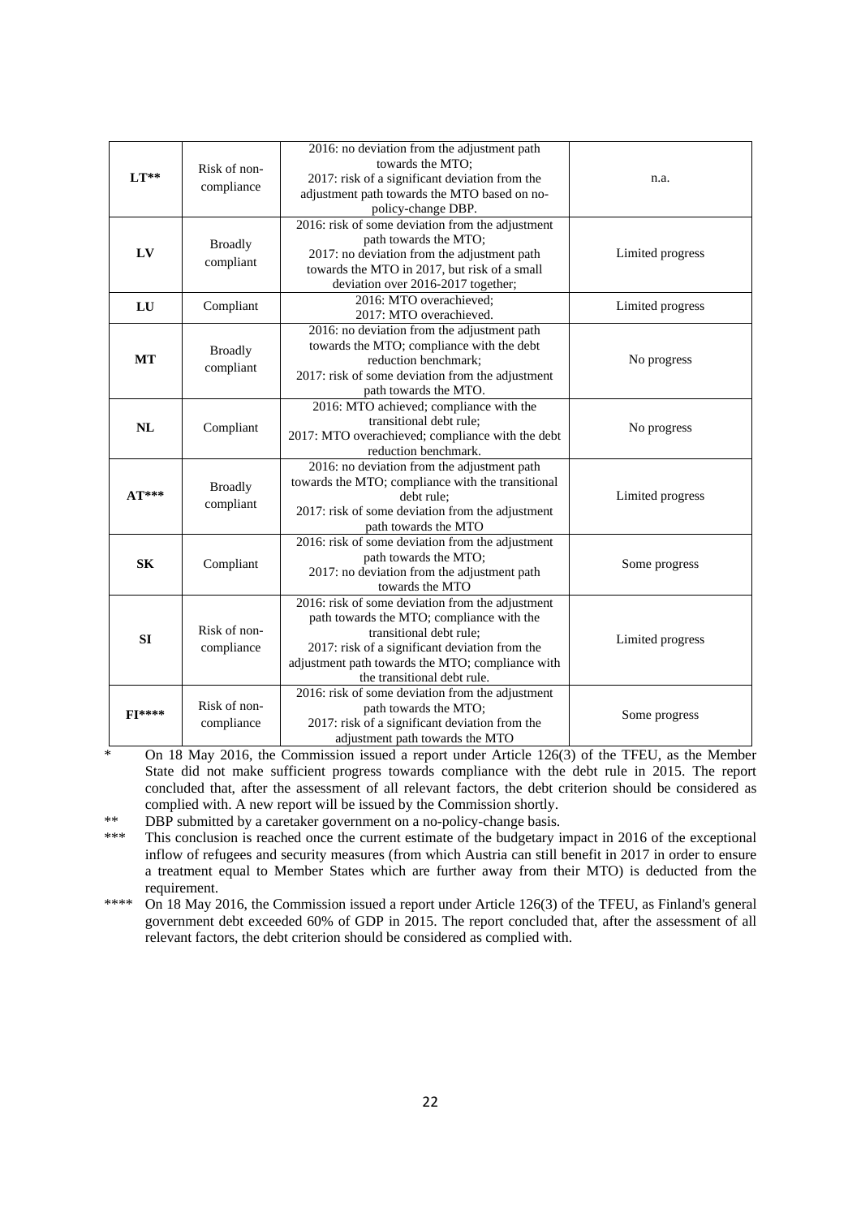| | | | |
|---|---|---|---|
| **LT**** | Risk of non-compliance | 2016: no deviation from the adjustment path towards the MTO; 2017: risk of a significant deviation from the adjustment path towards the MTO based on no-policy-change DBP. | n.a. |
| **LV** | Broadly compliant | 2016: risk of some deviation from the adjustment path towards the MTO; 2017: no deviation from the adjustment path towards the MTO in 2017, but risk of a small deviation over 2016-2017 together; | Limited progress |
| **LU** | Compliant | 2016: MTO overachieved; 2017: MTO overachieved. | Limited progress |
| **MT** | Broadly compliant | 2016: no deviation from the adjustment path towards the MTO; compliance with the debt reduction benchmark; 2017: risk of some deviation from the adjustment path towards the MTO. | No progress |
| **NL** | Compliant | 2016: MTO achieved; compliance with the transitional debt rule; 2017: MTO overachieved; compliance with the debt reduction benchmark. | No progress |
| **AT***** | Broadly compliant | 2016: no deviation from the adjustment path towards the MTO; compliance with the transitional debt rule; 2017: risk of some deviation from the adjustment path towards the MTO | Limited progress |
| **SK** | Compliant | 2016: risk of some deviation from the adjustment path towards the MTO; 2017: no deviation from the adjustment path towards the MTO | Some progress |
| **SI** | Risk of non-compliance | 2016: risk of some deviation from the adjustment path towards the MTO; compliance with the transitional debt rule; 2017: risk of a significant deviation from the adjustment path towards the MTO; compliance with the transitional debt rule. | Limited progress |
| **FI****** | Risk of non-compliance | 2016: risk of some deviation from the adjustment path towards the MTO; 2017: risk of a significant deviation from the adjustment path towards the MTO | Some progress |

\* On 18 May 2016, the Commission issued a report under Article 126(3) of the TFEU, as the Member State did not make sufficient progress towards compliance with the debt rule in 2015. The report concluded that, after the assessment of all relevant factors, the debt criterion should be considered as complied with. A new report will be issued by the Commission shortly.

** DBP submitted by a caretaker government on a no-policy-change basis.

*** This conclusion is reached once the current estimate of the budgetary impact in 2016 of the exceptional inflow of refugees and security measures (from which Austria can still benefit in 2017 in order to ensure a treatment equal to Member States which are further away from their MTO) is deducted from the requirement.

**** On 18 May 2016, the Commission issued a report under Article 126(3) of the TFEU, as Finland's general government debt exceeded 60% of GDP in 2015. The report concluded that, after the assessment of all relevant factors, the debt criterion should be considered as complied with.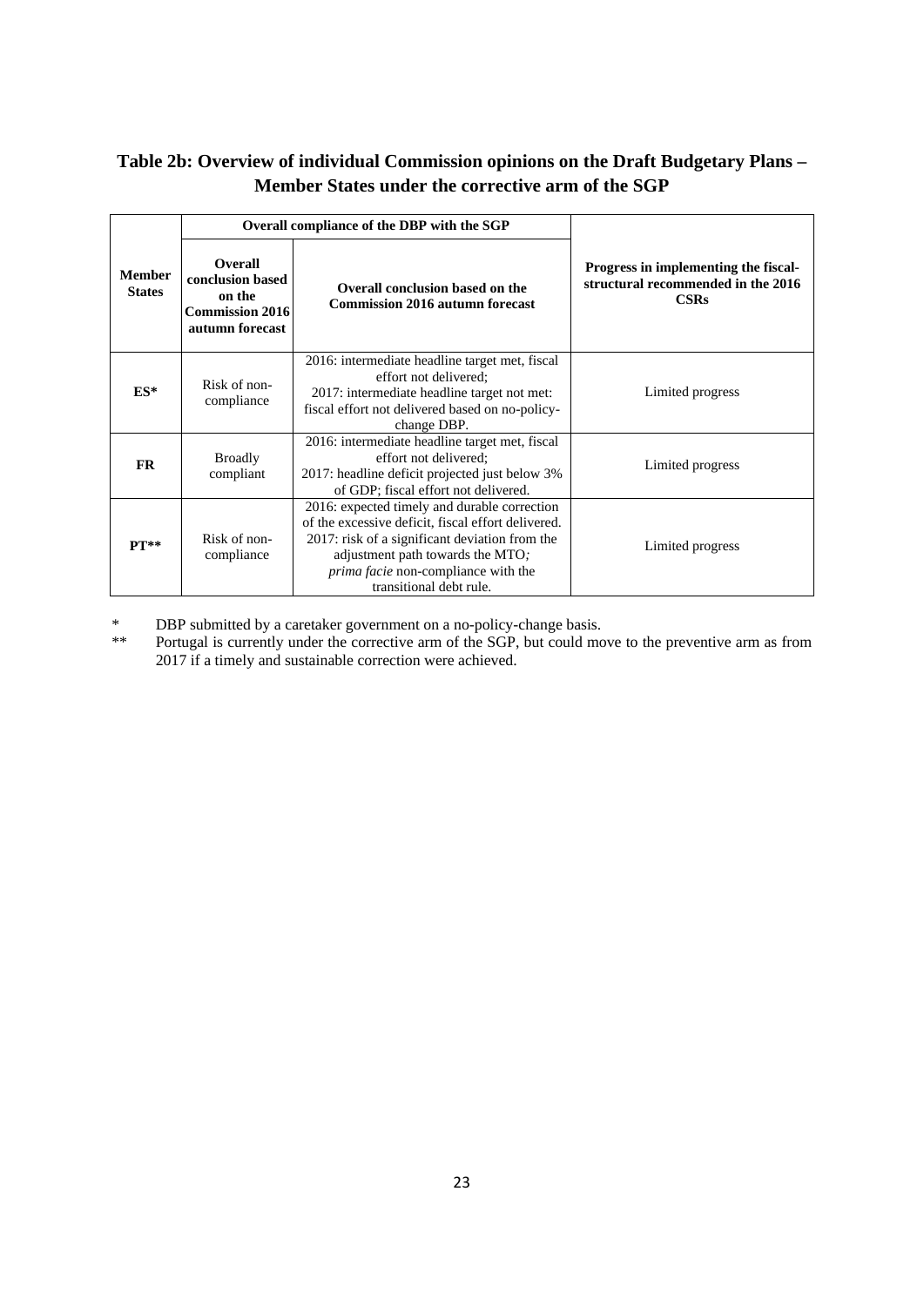## Table 2b: Overview of individual Commission opinions on the Draft Budgetary Plans – Member States under the corrective arm of the SGP

| Member States | Overall compliance of the DBP with the SGP | | Progress in implementing the fiscal-structural recommended in the 2016 CSRs |
|---|---|---|---|
| | Overall conclusion based on the Commission 2016 autumn forecast | Overall conclusion based on the Commission 2016 autumn forecast | |
| ES* | Risk of non-compliance | 2016: intermediate headline target met, fiscal effort not delivered; 2017: intermediate headline target not met: fiscal effort not delivered based on no-policy-change DBP. | Limited progress |
| FR | Broadly compliant | 2016: intermediate headline target met, fiscal effort not delivered; 2017: headline deficit projected just below 3% of GDP; fiscal effort not delivered. | Limited progress |
| PT** | Risk of non-compliance | 2016: expected timely and durable correction of the excessive deficit, fiscal effort delivered. 2017: risk of a significant deviation from the adjustment path towards the MTO*;* *prima facie* non-compliance with the transitional debt rule. | Limited progress |

\* DBP submitted by a caretaker government on a no-policy-change basis.

\*\* Portugal is currently under the corrective arm of the SGP, but could move to the preventive arm as from 2017 if a timely and sustainable correction were achieved.